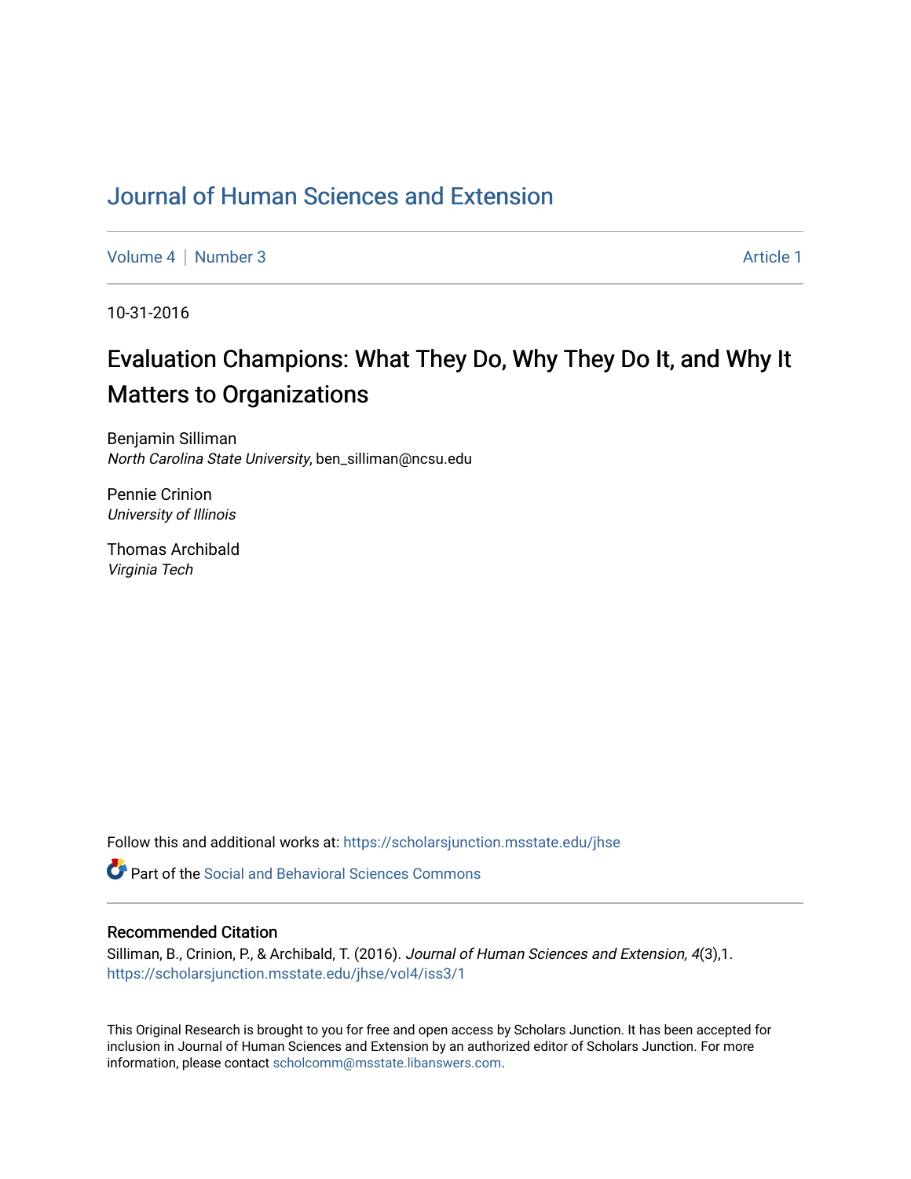# Journal of Human Sciences and Extension

Volume 4 | Number 3 Article 1

10-31-2016

## Evaluation Champions: What They Do, Why They Do It, and Why It Matters to Organizations

Benjamin Silliman
*North Carolina State University*, ben_silliman@ncsu.edu

Pennie Crinion
*University of Illinois*

Thomas Archibald
*Virginia Tech*

Follow this and additional works at: https://scholarsjunction.msstate.edu/jhse

Part of the Social and Behavioral Sciences Commons

### Recommended Citation

Silliman, B., Crinion, P., & Archibald, T. (2016). *Journal of Human Sciences and Extension, 4*(3),1.
https://scholarsjunction.msstate.edu/jhse/vol4/iss3/1

This Original Research is brought to you for free and open access by Scholars Junction. It has been accepted for inclusion in Journal of Human Sciences and Extension by an authorized editor of Scholars Junction. For more information, please contact scholcomm@msstate.libanswers.com.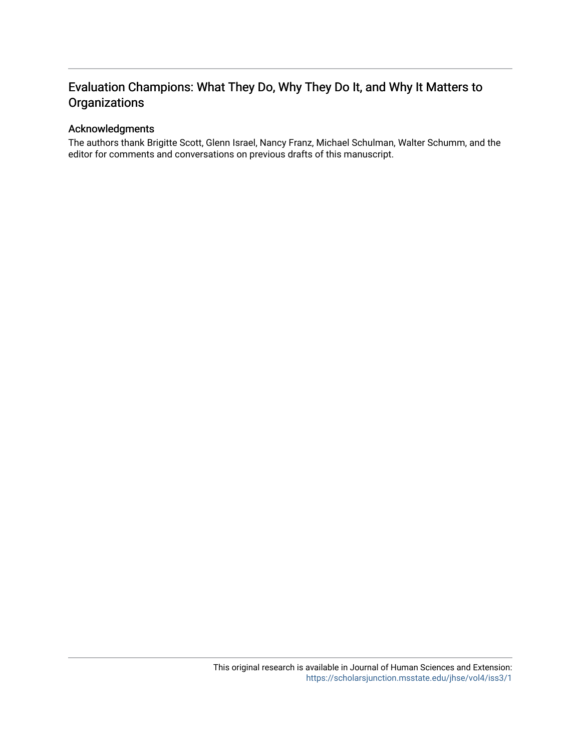# Evaluation Champions: What They Do, Why They Do It, and Why It Matters to Organizations

## Acknowledgments

The authors thank Brigitte Scott, Glenn Israel, Nancy Franz, Michael Schulman, Walter Schumm, and the editor for comments and conversations on previous drafts of this manuscript.

This original research is available in Journal of Human Sciences and Extension: https://scholarsjunction.msstate.edu/jhse/vol4/iss3/1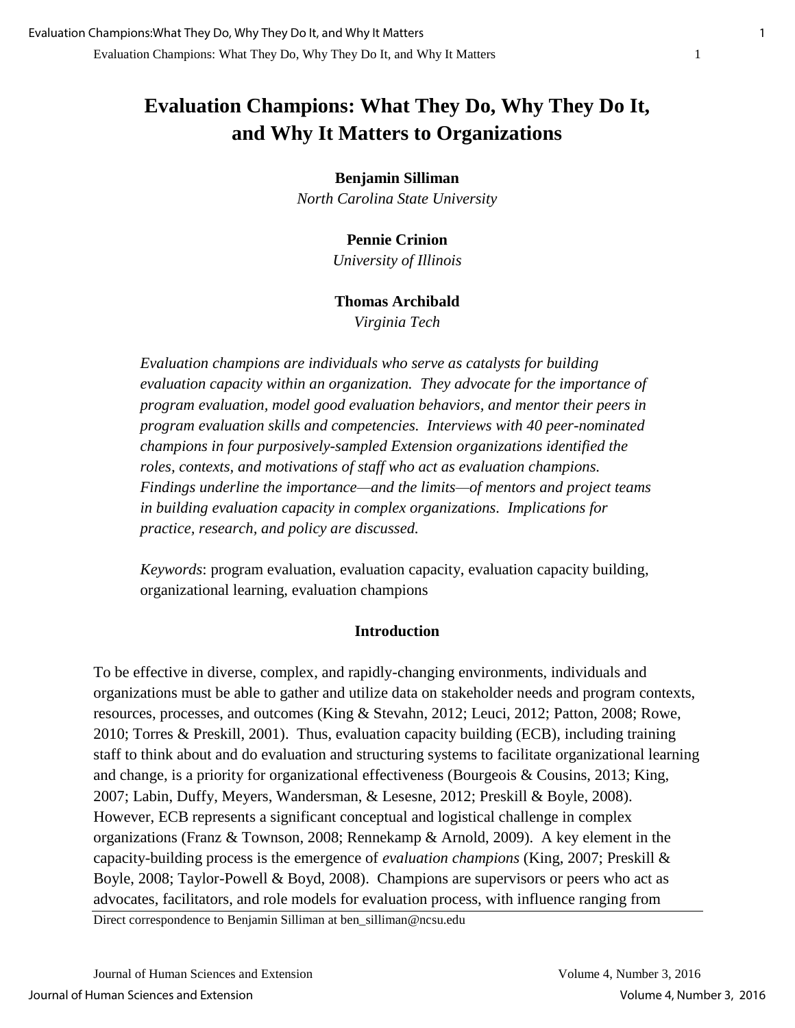# Evaluation Champions: What They Do, Why They Do It, and Why It Matters to Organizations

**Benjamin Silliman**
*North Carolina State University*

**Pennie Crinion**
*University of Illinois*

**Thomas Archibald**
*Virginia Tech*

*Evaluation champions are individuals who serve as catalysts for building evaluation capacity within an organization. They advocate for the importance of program evaluation, model good evaluation behaviors, and mentor their peers in program evaluation skills and competencies. Interviews with 40 peer-nominated champions in four purposively-sampled Extension organizations identified the roles, contexts, and motivations of staff who act as evaluation champions. Findings underline the importance—and the limits—of mentors and project teams in building evaluation capacity in complex organizations. Implications for practice, research, and policy are discussed.*

*Keywords*: program evaluation, evaluation capacity, evaluation capacity building, organizational learning, evaluation champions

## Introduction

To be effective in diverse, complex, and rapidly-changing environments, individuals and organizations must be able to gather and utilize data on stakeholder needs and program contexts, resources, processes, and outcomes (King & Stevahn, 2012; Leuci, 2012; Patton, 2008; Rowe, 2010; Torres & Preskill, 2001). Thus, evaluation capacity building (ECB), including training staff to think about and do evaluation and structuring systems to facilitate organizational learning and change, is a priority for organizational effectiveness (Bourgeois & Cousins, 2013; King, 2007; Labin, Duffy, Meyers, Wandersman, & Lesesne, 2012; Preskill & Boyle, 2008). However, ECB represents a significant conceptual and logistical challenge in complex organizations (Franz & Townson, 2008; Rennekamp & Arnold, 2009). A key element in the capacity-building process is the emergence of *evaluation champions* (King, 2007; Preskill & Boyle, 2008; Taylor-Powell & Boyd, 2008). Champions are supervisors or peers who act as advocates, facilitators, and role models for evaluation process, with influence ranging from

Direct correspondence to Benjamin Silliman at ben_silliman@ncsu.edu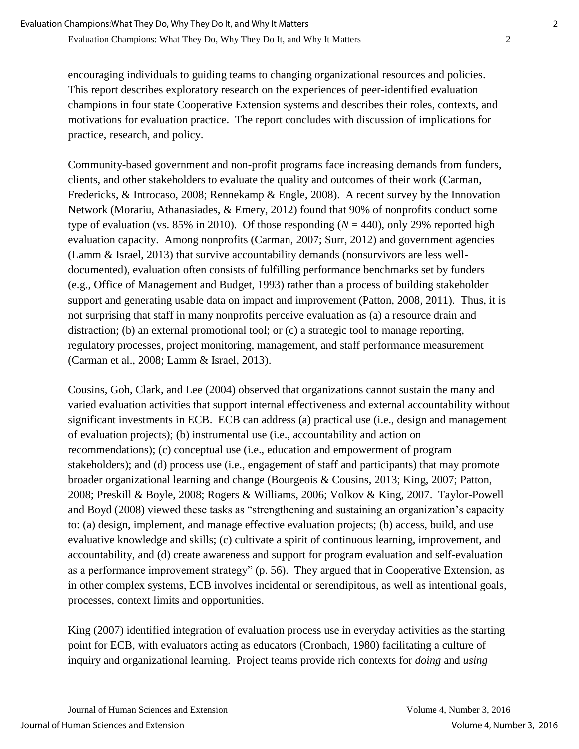encouraging individuals to guiding teams to changing organizational resources and policies. This report describes exploratory research on the experiences of peer-identified evaluation champions in four state Cooperative Extension systems and describes their roles, contexts, and motivations for evaluation practice. The report concludes with discussion of implications for practice, research, and policy.

Community-based government and non-profit programs face increasing demands from funders, clients, and other stakeholders to evaluate the quality and outcomes of their work (Carman, Fredericks, & Introcaso, 2008; Rennekamp & Engle, 2008). A recent survey by the Innovation Network (Morariu, Athanasiades, & Emery, 2012) found that 90% of nonprofits conduct some type of evaluation (vs. 85% in 2010). Of those responding ($N = 440$), only 29% reported high evaluation capacity. Among nonprofits (Carman, 2007; Surr, 2012) and government agencies (Lamm & Israel, 2013) that survive accountability demands (nonsurvivors are less well-documented), evaluation often consists of fulfilling performance benchmarks set by funders (e.g., Office of Management and Budget, 1993) rather than a process of building stakeholder support and generating usable data on impact and improvement (Patton, 2008, 2011). Thus, it is not surprising that staff in many nonprofits perceive evaluation as (a) a resource drain and distraction; (b) an external promotional tool; or (c) a strategic tool to manage reporting, regulatory processes, project monitoring, management, and staff performance measurement (Carman et al., 2008; Lamm & Israel, 2013).

Cousins, Goh, Clark, and Lee (2004) observed that organizations cannot sustain the many and varied evaluation activities that support internal effectiveness and external accountability without significant investments in ECB. ECB can address (a) practical use (i.e., design and management of evaluation projects); (b) instrumental use (i.e., accountability and action on recommendations); (c) conceptual use (i.e., education and empowerment of program stakeholders); and (d) process use (i.e., engagement of staff and participants) that may promote broader organizational learning and change (Bourgeois & Cousins, 2013; King, 2007; Patton, 2008; Preskill & Boyle, 2008; Rogers & Williams, 2006; Volkov & King, 2007. Taylor-Powell and Boyd (2008) viewed these tasks as "strengthening and sustaining an organization's capacity to: (a) design, implement, and manage effective evaluation projects; (b) access, build, and use evaluative knowledge and skills; (c) cultivate a spirit of continuous learning, improvement, and accountability, and (d) create awareness and support for program evaluation and self-evaluation as a performance improvement strategy" (p. 56). They argued that in Cooperative Extension, as in other complex systems, ECB involves incidental or serendipitous, as well as intentional goals, processes, context limits and opportunities.

King (2007) identified integration of evaluation process use in everyday activities as the starting point for ECB, with evaluators acting as educators (Cronbach, 1980) facilitating a culture of inquiry and organizational learning. Project teams provide rich contexts for *doing* and *using*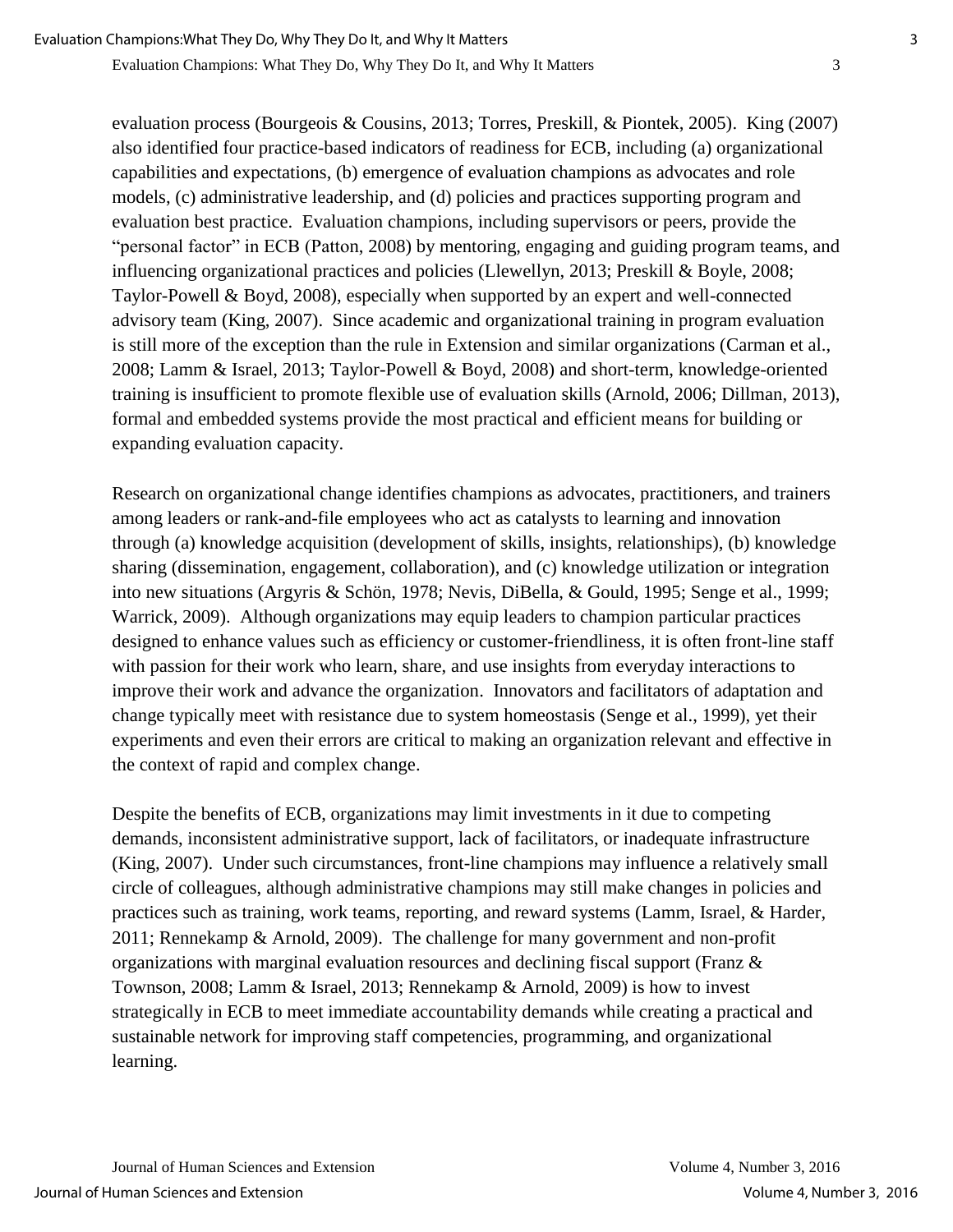evaluation process (Bourgeois & Cousins, 2013; Torres, Preskill, & Piontek, 2005). King (2007) also identified four practice-based indicators of readiness for ECB, including (a) organizational capabilities and expectations, (b) emergence of evaluation champions as advocates and role models, (c) administrative leadership, and (d) policies and practices supporting program and evaluation best practice. Evaluation champions, including supervisors or peers, provide the "personal factor" in ECB (Patton, 2008) by mentoring, engaging and guiding program teams, and influencing organizational practices and policies (Llewellyn, 2013; Preskill & Boyle, 2008; Taylor-Powell & Boyd, 2008), especially when supported by an expert and well-connected advisory team (King, 2007). Since academic and organizational training in program evaluation is still more of the exception than the rule in Extension and similar organizations (Carman et al., 2008; Lamm & Israel, 2013; Taylor-Powell & Boyd, 2008) and short-term, knowledge-oriented training is insufficient to promote flexible use of evaluation skills (Arnold, 2006; Dillman, 2013), formal and embedded systems provide the most practical and efficient means for building or expanding evaluation capacity.

Research on organizational change identifies champions as advocates, practitioners, and trainers among leaders or rank-and-file employees who act as catalysts to learning and innovation through (a) knowledge acquisition (development of skills, insights, relationships), (b) knowledge sharing (dissemination, engagement, collaboration), and (c) knowledge utilization or integration into new situations (Argyris & Schön, 1978; Nevis, DiBella, & Gould, 1995; Senge et al., 1999; Warrick, 2009). Although organizations may equip leaders to champion particular practices designed to enhance values such as efficiency or customer-friendliness, it is often front-line staff with passion for their work who learn, share, and use insights from everyday interactions to improve their work and advance the organization. Innovators and facilitators of adaptation and change typically meet with resistance due to system homeostasis (Senge et al., 1999), yet their experiments and even their errors are critical to making an organization relevant and effective in the context of rapid and complex change.

Despite the benefits of ECB, organizations may limit investments in it due to competing demands, inconsistent administrative support, lack of facilitators, or inadequate infrastructure (King, 2007). Under such circumstances, front-line champions may influence a relatively small circle of colleagues, although administrative champions may still make changes in policies and practices such as training, work teams, reporting, and reward systems (Lamm, Israel, & Harder, 2011; Rennekamp & Arnold, 2009). The challenge for many government and non-profit organizations with marginal evaluation resources and declining fiscal support (Franz & Townson, 2008; Lamm & Israel, 2013; Rennekamp & Arnold, 2009) is how to invest strategically in ECB to meet immediate accountability demands while creating a practical and sustainable network for improving staff competencies, programming, and organizational learning.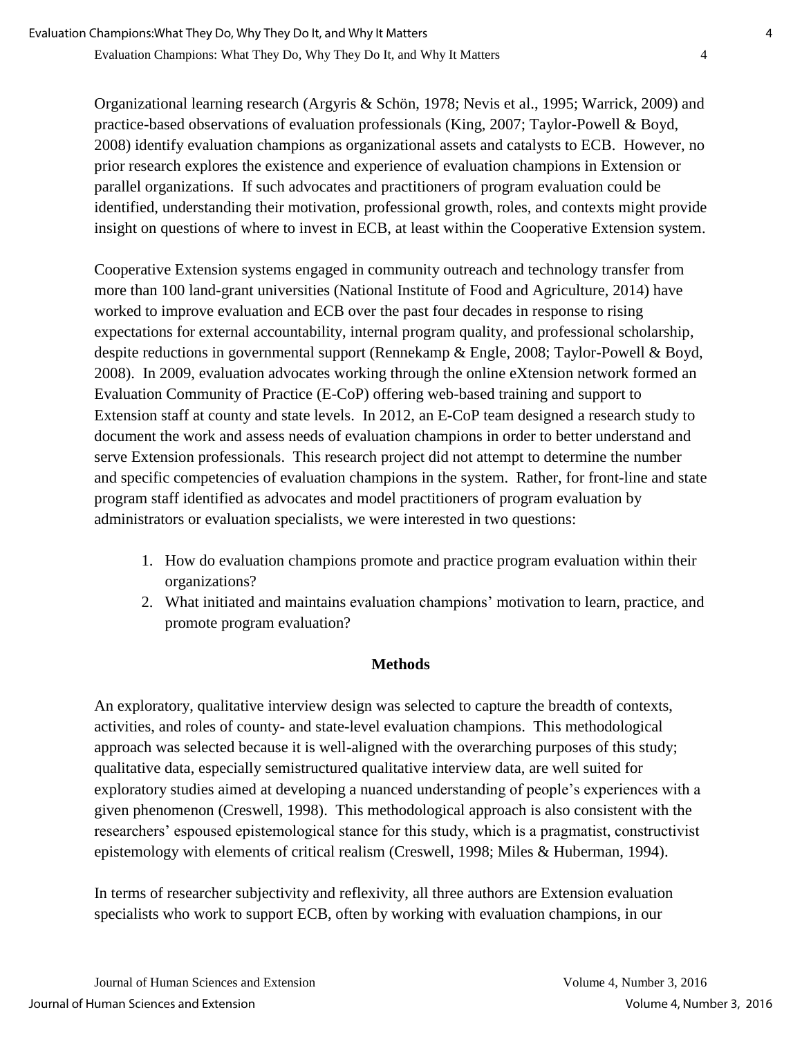Organizational learning research (Argyris & Schön, 1978; Nevis et al., 1995; Warrick, 2009) and practice-based observations of evaluation professionals (King, 2007; Taylor-Powell & Boyd, 2008) identify evaluation champions as organizational assets and catalysts to ECB. However, no prior research explores the existence and experience of evaluation champions in Extension or parallel organizations. If such advocates and practitioners of program evaluation could be identified, understanding their motivation, professional growth, roles, and contexts might provide insight on questions of where to invest in ECB, at least within the Cooperative Extension system.

Cooperative Extension systems engaged in community outreach and technology transfer from more than 100 land-grant universities (National Institute of Food and Agriculture, 2014) have worked to improve evaluation and ECB over the past four decades in response to rising expectations for external accountability, internal program quality, and professional scholarship, despite reductions in governmental support (Rennekamp & Engle, 2008; Taylor-Powell & Boyd, 2008). In 2009, evaluation advocates working through the online eXtension network formed an Evaluation Community of Practice (E-CoP) offering web-based training and support to Extension staff at county and state levels. In 2012, an E-CoP team designed a research study to document the work and assess needs of evaluation champions in order to better understand and serve Extension professionals. This research project did not attempt to determine the number and specific competencies of evaluation champions in the system. Rather, for front-line and state program staff identified as advocates and model practitioners of program evaluation by administrators or evaluation specialists, we were interested in two questions:

1. How do evaluation champions promote and practice program evaluation within their organizations?
2. What initiated and maintains evaluation champions' motivation to learn, practice, and promote program evaluation?

## Methods

An exploratory, qualitative interview design was selected to capture the breadth of contexts, activities, and roles of county- and state-level evaluation champions. This methodological approach was selected because it is well-aligned with the overarching purposes of this study; qualitative data, especially semistructured qualitative interview data, are well suited for exploratory studies aimed at developing a nuanced understanding of people's experiences with a given phenomenon (Creswell, 1998). This methodological approach is also consistent with the researchers' espoused epistemological stance for this study, which is a pragmatist, constructivist epistemology with elements of critical realism (Creswell, 1998; Miles & Huberman, 1994).

In terms of researcher subjectivity and reflexivity, all three authors are Extension evaluation specialists who work to support ECB, often by working with evaluation champions, in our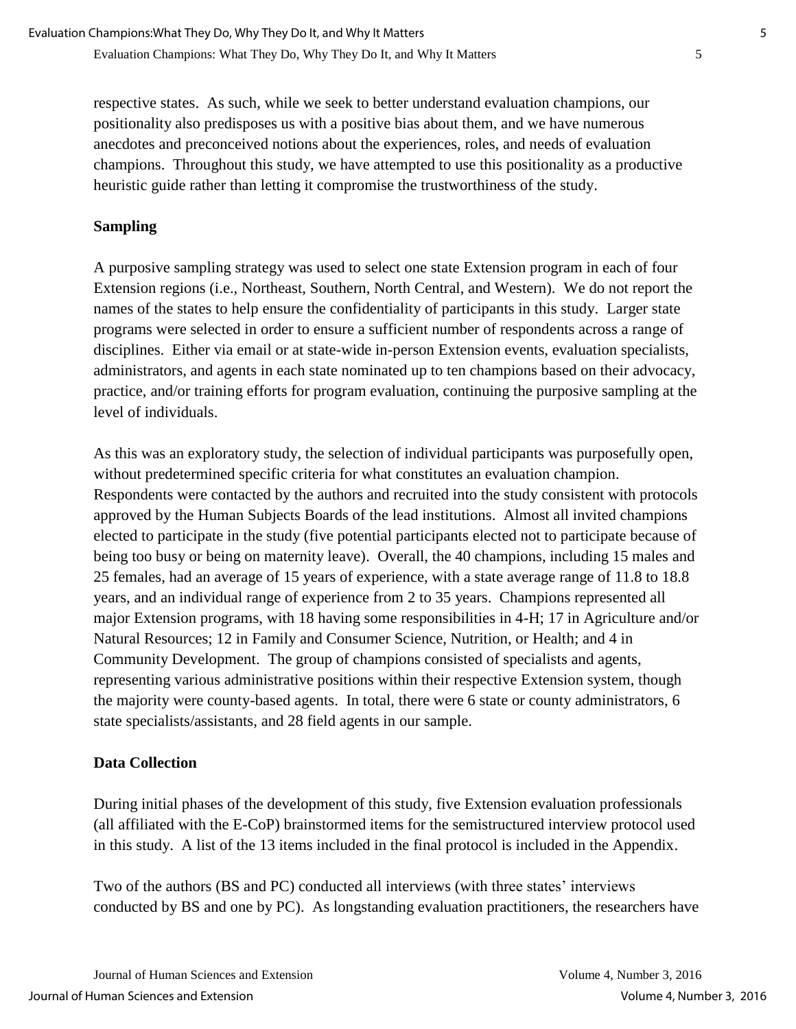respective states. As such, while we seek to better understand evaluation champions, our positionality also predisposes us with a positive bias about them, and we have numerous anecdotes and preconceived notions about the experiences, roles, and needs of evaluation champions. Throughout this study, we have attempted to use this positionality as a productive heuristic guide rather than letting it compromise the trustworthiness of the study.

## Sampling

A purposive sampling strategy was used to select one state Extension program in each of four Extension regions (i.e., Northeast, Southern, North Central, and Western). We do not report the names of the states to help ensure the confidentiality of participants in this study. Larger state programs were selected in order to ensure a sufficient number of respondents across a range of disciplines. Either via email or at state-wide in-person Extension events, evaluation specialists, administrators, and agents in each state nominated up to ten champions based on their advocacy, practice, and/or training efforts for program evaluation, continuing the purposive sampling at the level of individuals.

As this was an exploratory study, the selection of individual participants was purposefully open, without predetermined specific criteria for what constitutes an evaluation champion. Respondents were contacted by the authors and recruited into the study consistent with protocols approved by the Human Subjects Boards of the lead institutions. Almost all invited champions elected to participate in the study (five potential participants elected not to participate because of being too busy or being on maternity leave). Overall, the 40 champions, including 15 males and 25 females, had an average of 15 years of experience, with a state average range of 11.8 to 18.8 years, and an individual range of experience from 2 to 35 years. Champions represented all major Extension programs, with 18 having some responsibilities in 4-H; 17 in Agriculture and/or Natural Resources; 12 in Family and Consumer Science, Nutrition, or Health; and 4 in Community Development. The group of champions consisted of specialists and agents, representing various administrative positions within their respective Extension system, though the majority were county-based agents. In total, there were 6 state or county administrators, 6 state specialists/assistants, and 28 field agents in our sample.

## Data Collection

During initial phases of the development of this study, five Extension evaluation professionals (all affiliated with the E-CoP) brainstormed items for the semistructured interview protocol used in this study. A list of the 13 items included in the final protocol is included in the Appendix.

Two of the authors (BS and PC) conducted all interviews (with three states' interviews conducted by BS and one by PC). As longstanding evaluation practitioners, the researchers have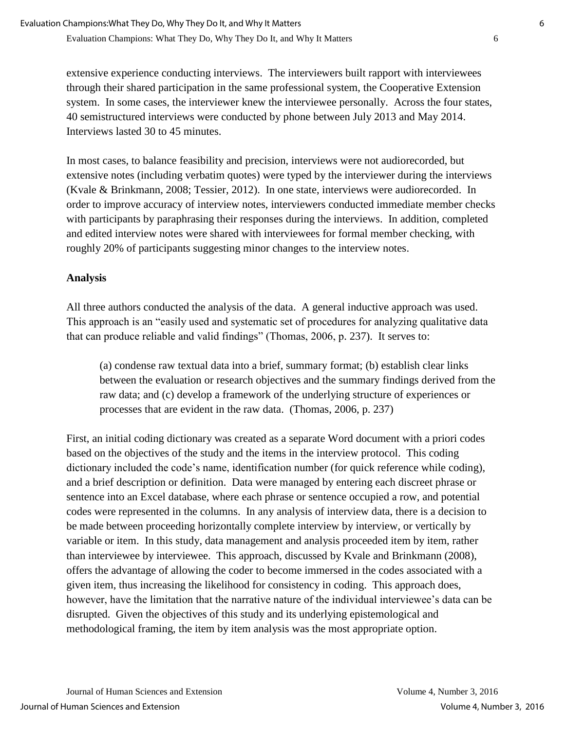extensive experience conducting interviews. The interviewers built rapport with interviewees through their shared participation in the same professional system, the Cooperative Extension system. In some cases, the interviewer knew the interviewee personally. Across the four states, 40 semistructured interviews were conducted by phone between July 2013 and May 2014. Interviews lasted 30 to 45 minutes.

In most cases, to balance feasibility and precision, interviews were not audiorecorded, but extensive notes (including verbatim quotes) were typed by the interviewer during the interviews (Kvale & Brinkmann, 2008; Tessier, 2012). In one state, interviews were audiorecorded. In order to improve accuracy of interview notes, interviewers conducted immediate member checks with participants by paraphrasing their responses during the interviews. In addition, completed and edited interview notes were shared with interviewees for formal member checking, with roughly 20% of participants suggesting minor changes to the interview notes.

## Analysis

All three authors conducted the analysis of the data. A general inductive approach was used. This approach is an "easily used and systematic set of procedures for analyzing qualitative data that can produce reliable and valid findings" (Thomas, 2006, p. 237). It serves to:

> (a) condense raw textual data into a brief, summary format; (b) establish clear links between the evaluation or research objectives and the summary findings derived from the raw data; and (c) develop a framework of the underlying structure of experiences or processes that are evident in the raw data. (Thomas, 2006, p. 237)

First, an initial coding dictionary was created as a separate Word document with a priori codes based on the objectives of the study and the items in the interview protocol. This coding dictionary included the code's name, identification number (for quick reference while coding), and a brief description or definition. Data were managed by entering each discreet phrase or sentence into an Excel database, where each phrase or sentence occupied a row, and potential codes were represented in the columns. In any analysis of interview data, there is a decision to be made between proceeding horizontally complete interview by interview, or vertically by variable or item. In this study, data management and analysis proceeded item by item, rather than interviewee by interviewee. This approach, discussed by Kvale and Brinkmann (2008), offers the advantage of allowing the coder to become immersed in the codes associated with a given item, thus increasing the likelihood for consistency in coding. This approach does, however, have the limitation that the narrative nature of the individual interviewee's data can be disrupted. Given the objectives of this study and its underlying epistemological and methodological framing, the item by item analysis was the most appropriate option.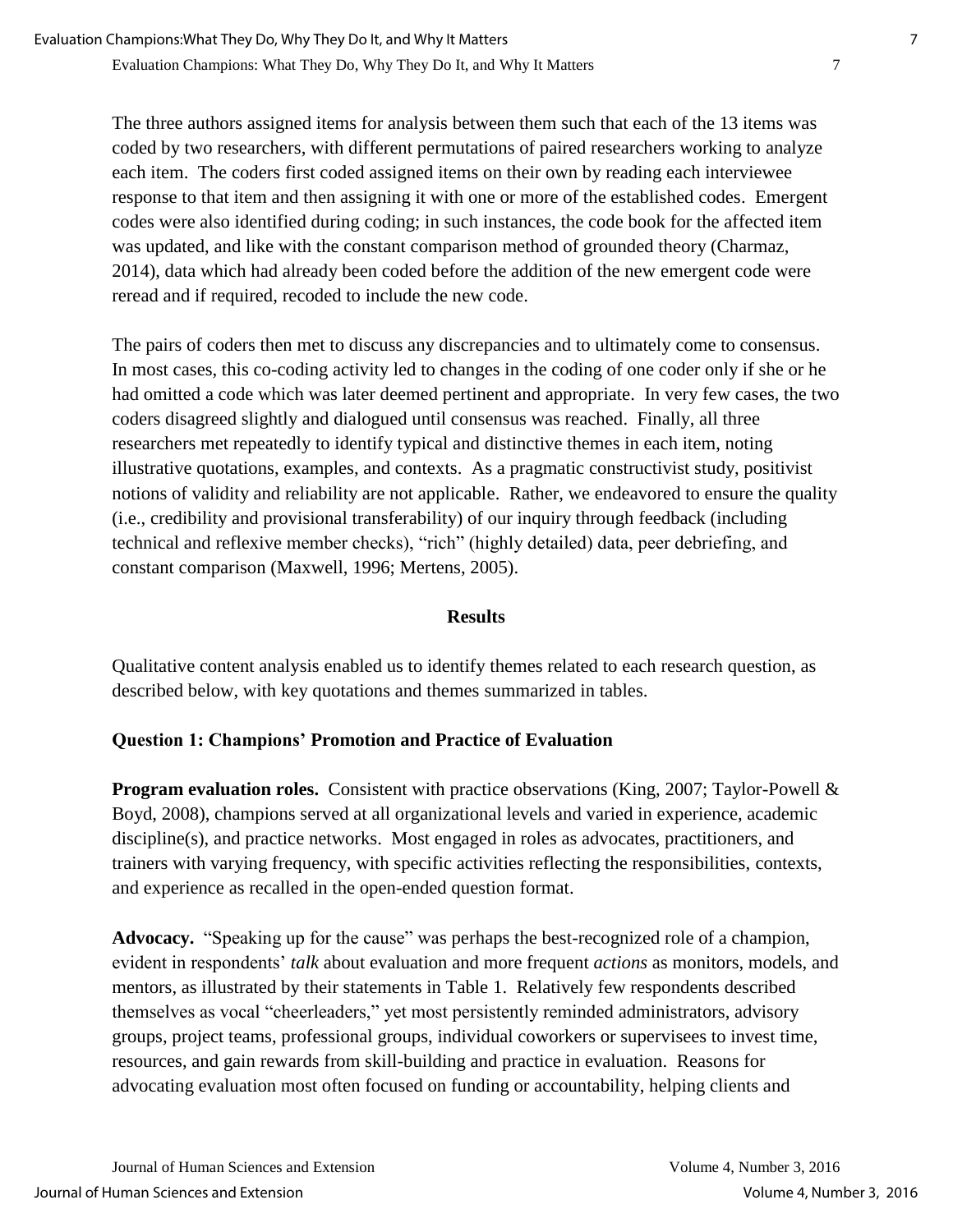The three authors assigned items for analysis between them such that each of the 13 items was coded by two researchers, with different permutations of paired researchers working to analyze each item. The coders first coded assigned items on their own by reading each interviewee response to that item and then assigning it with one or more of the established codes. Emergent codes were also identified during coding; in such instances, the code book for the affected item was updated, and like with the constant comparison method of grounded theory (Charmaz, 2014), data which had already been coded before the addition of the new emergent code were reread and if required, recoded to include the new code.

The pairs of coders then met to discuss any discrepancies and to ultimately come to consensus. In most cases, this co-coding activity led to changes in the coding of one coder only if she or he had omitted a code which was later deemed pertinent and appropriate. In very few cases, the two coders disagreed slightly and dialogued until consensus was reached. Finally, all three researchers met repeatedly to identify typical and distinctive themes in each item, noting illustrative quotations, examples, and contexts. As a pragmatic constructivist study, positivist notions of validity and reliability are not applicable. Rather, we endeavored to ensure the quality (i.e., credibility and provisional transferability) of our inquiry through feedback (including technical and reflexive member checks), "rich" (highly detailed) data, peer debriefing, and constant comparison (Maxwell, 1996; Mertens, 2005).

## Results

Qualitative content analysis enabled us to identify themes related to each research question, as described below, with key quotations and themes summarized in tables.

### Question 1: Champions' Promotion and Practice of Evaluation

**Program evaluation roles.** Consistent with practice observations (King, 2007; Taylor-Powell & Boyd, 2008), champions served at all organizational levels and varied in experience, academic discipline(s), and practice networks. Most engaged in roles as advocates, practitioners, and trainers with varying frequency, with specific activities reflecting the responsibilities, contexts, and experience as recalled in the open-ended question format.

**Advocacy.** "Speaking up for the cause" was perhaps the best-recognized role of a champion, evident in respondents' *talk* about evaluation and more frequent *actions* as monitors, models, and mentors, as illustrated by their statements in Table 1. Relatively few respondents described themselves as vocal "cheerleaders," yet most persistently reminded administrators, advisory groups, project teams, professional groups, individual coworkers or supervisees to invest time, resources, and gain rewards from skill-building and practice in evaluation. Reasons for advocating evaluation most often focused on funding or accountability, helping clients and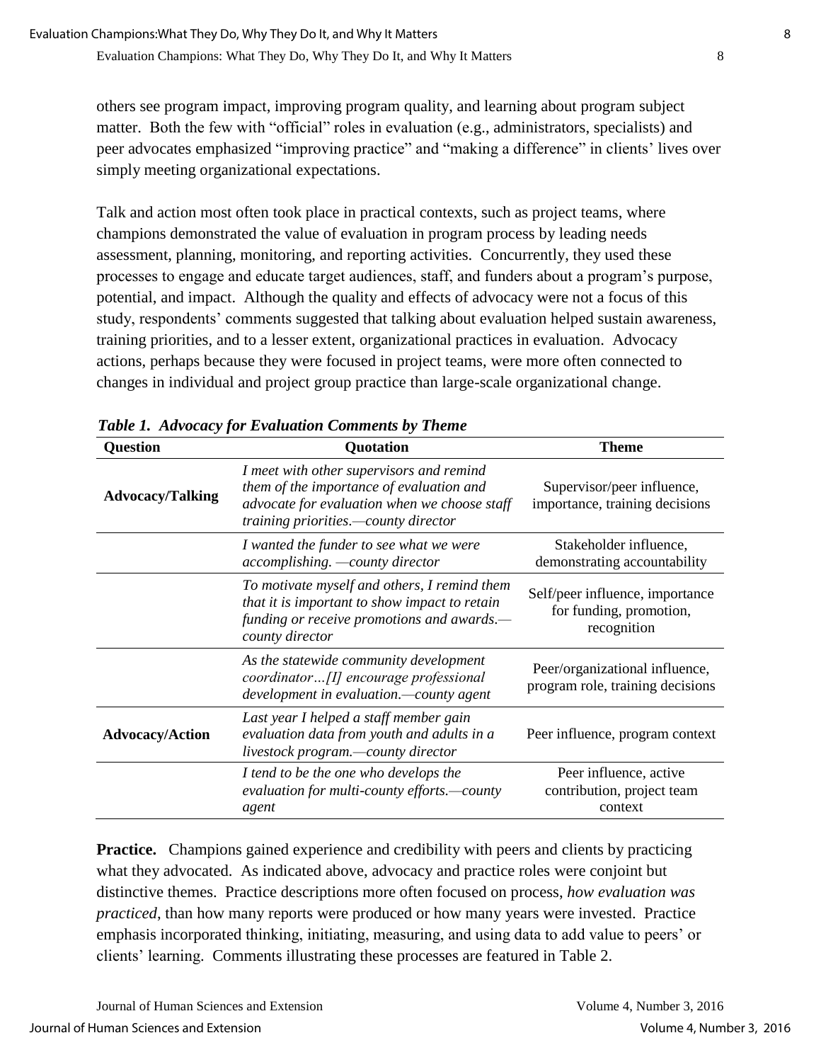others see program impact, improving program quality, and learning about program subject matter. Both the few with "official" roles in evaluation (e.g., administrators, specialists) and peer advocates emphasized "improving practice" and "making a difference" in clients' lives over simply meeting organizational expectations.

Talk and action most often took place in practical contexts, such as project teams, where champions demonstrated the value of evaluation in program process by leading needs assessment, planning, monitoring, and reporting activities. Concurrently, they used these processes to engage and educate target audiences, staff, and funders about a program's purpose, potential, and impact. Although the quality and effects of advocacy were not a focus of this study, respondents' comments suggested that talking about evaluation helped sustain awareness, training priorities, and to a lesser extent, organizational practices in evaluation. Advocacy actions, perhaps because they were focused in project teams, were more often connected to changes in individual and project group practice than large-scale organizational change.

***Table 1. Advocacy for Evaluation Comments by Theme***

| Question | Quotation | Theme |
|---|---|---|
| **Advocacy/Talking** | *I meet with other supervisors and remind them of the importance of evaluation and advocate for evaluation when we choose staff training priorities.—county director* | Supervisor/peer influence, importance, training decisions |
| | *I wanted the funder to see what we were accomplishing. —county director* | Stakeholder influence, demonstrating accountability |
| | *To motivate myself and others, I remind them that it is important to show impact to retain funding or receive promotions and awards.—county director* | Self/peer influence, importance for funding, promotion, recognition |
| | *As the statewide community development coordinator…[I] encourage professional development in evaluation.—county agent* | Peer/organizational influence, program role, training decisions |
| **Advocacy/Action** | *Last year I helped a staff member gain evaluation data from youth and adults in a livestock program.—county director* | Peer influence, program context |
| | *I tend to be the one who develops the evaluation for multi-county efforts.—county agent* | Peer influence, active contribution, project team context |

**Practice.** Champions gained experience and credibility with peers and clients by practicing what they advocated. As indicated above, advocacy and practice roles were conjoint but distinctive themes. Practice descriptions more often focused on process, *how evaluation was practiced*, than how many reports were produced or how many years were invested. Practice emphasis incorporated thinking, initiating, measuring, and using data to add value to peers' or clients' learning. Comments illustrating these processes are featured in Table 2.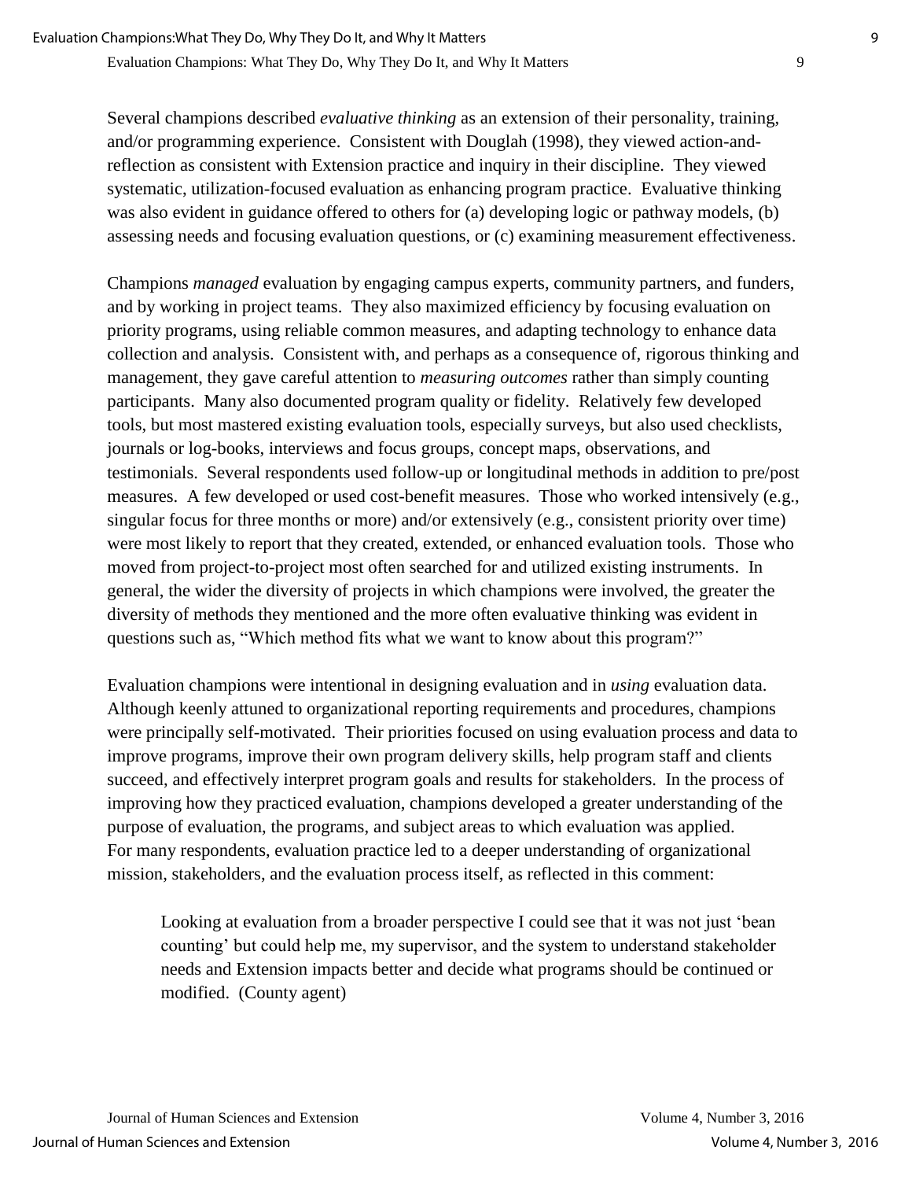Several champions described *evaluative thinking* as an extension of their personality, training, and/or programming experience. Consistent with Douglah (1998), they viewed action-and-reflection as consistent with Extension practice and inquiry in their discipline. They viewed systematic, utilization-focused evaluation as enhancing program practice. Evaluative thinking was also evident in guidance offered to others for (a) developing logic or pathway models, (b) assessing needs and focusing evaluation questions, or (c) examining measurement effectiveness.

Champions *managed* evaluation by engaging campus experts, community partners, and funders, and by working in project teams. They also maximized efficiency by focusing evaluation on priority programs, using reliable common measures, and adapting technology to enhance data collection and analysis. Consistent with, and perhaps as a consequence of, rigorous thinking and management, they gave careful attention to *measuring outcomes* rather than simply counting participants. Many also documented program quality or fidelity. Relatively few developed tools, but most mastered existing evaluation tools, especially surveys, but also used checklists, journals or log-books, interviews and focus groups, concept maps, observations, and testimonials. Several respondents used follow-up or longitudinal methods in addition to pre/post measures. A few developed or used cost-benefit measures. Those who worked intensively (e.g., singular focus for three months or more) and/or extensively (e.g., consistent priority over time) were most likely to report that they created, extended, or enhanced evaluation tools. Those who moved from project-to-project most often searched for and utilized existing instruments. In general, the wider the diversity of projects in which champions were involved, the greater the diversity of methods they mentioned and the more often evaluative thinking was evident in questions such as, "Which method fits what we want to know about this program?"

Evaluation champions were intentional in designing evaluation and in *using* evaluation data. Although keenly attuned to organizational reporting requirements and procedures, champions were principally self-motivated. Their priorities focused on using evaluation process and data to improve programs, improve their own program delivery skills, help program staff and clients succeed, and effectively interpret program goals and results for stakeholders. In the process of improving how they practiced evaluation, champions developed a greater understanding of the purpose of evaluation, the programs, and subject areas to which evaluation was applied. For many respondents, evaluation practice led to a deeper understanding of organizational mission, stakeholders, and the evaluation process itself, as reflected in this comment:

> Looking at evaluation from a broader perspective I could see that it was not just 'bean counting' but could help me, my supervisor, and the system to understand stakeholder needs and Extension impacts better and decide what programs should be continued or modified. (County agent)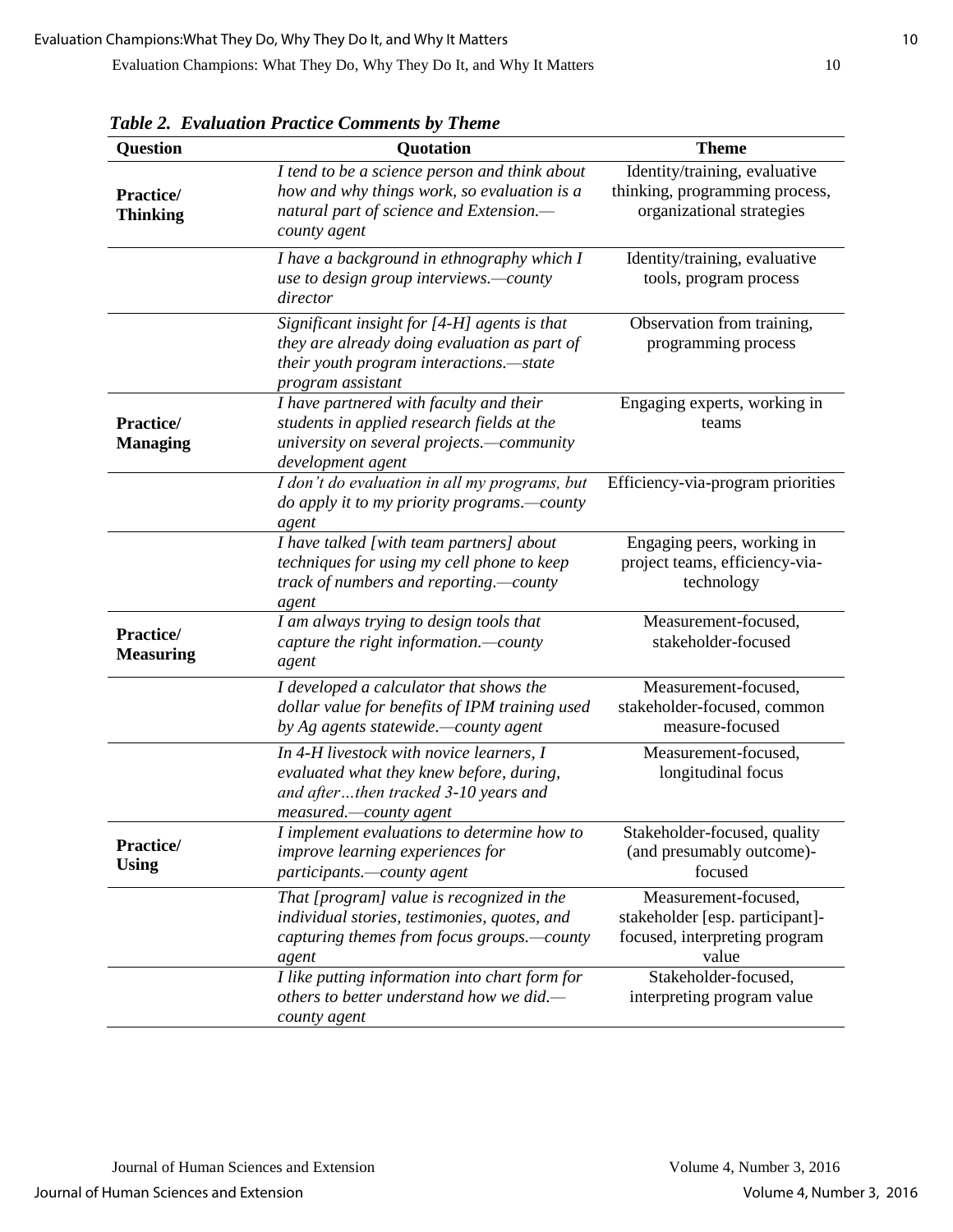***Table 2. Evaluation Practice Comments by Theme***

| Question | Quotation | Theme |
|---|---|---|
| **Practice/ Thinking** | *I tend to be a science person and think about how and why things work, so evaluation is a natural part of science and Extension.—county agent* | Identity/training, evaluative thinking, programming process, organizational strategies |
| | *I have a background in ethnography which I use to design group interviews.—county director* | Identity/training, evaluative tools, program process |
| | *Significant insight for [4-H] agents is that they are already doing evaluation as part of their youth program interactions.—state program assistant* | Observation from training, programming process |
| **Practice/ Managing** | *I have partnered with faculty and their students in applied research fields at the university on several projects.—community development agent* | Engaging experts, working in teams |
| | *I don't do evaluation in all my programs, but do apply it to my priority programs.—county agent* | Efficiency-via-program priorities |
| | *I have talked [with team partners] about techniques for using my cell phone to keep track of numbers and reporting.—county agent* | Engaging peers, working in project teams, efficiency-via-technology |
| **Practice/ Measuring** | *I am always trying to design tools that capture the right information.—county agent* | Measurement-focused, stakeholder-focused |
| | *I developed a calculator that shows the dollar value for benefits of IPM training used by Ag agents statewide.—county agent* | Measurement-focused, stakeholder-focused, common measure-focused |
| | *In 4-H livestock with novice learners, I evaluated what they knew before, during, and after…then tracked 3-10 years and measured.—county agent* | Measurement-focused, longitudinal focus |
| **Practice/ Using** | *I implement evaluations to determine how to improve learning experiences for participants.—county agent* | Stakeholder-focused, quality (and presumably outcome)-focused |
| | *That [program] value is recognized in the individual stories, testimonies, quotes, and capturing themes from focus groups.—county agent* | Measurement-focused, stakeholder [esp. participant]-focused, interpreting program value |
| | *I like putting information into chart form for others to better understand how we did.—county agent* | Stakeholder-focused, interpreting program value |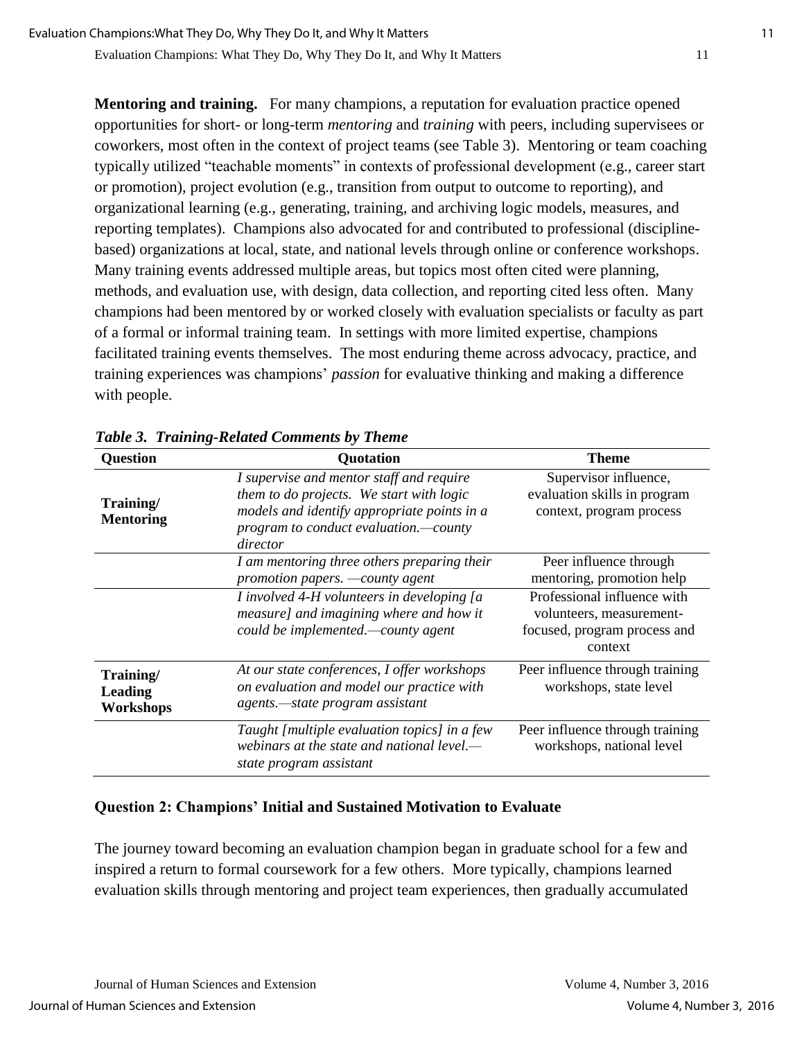**Mentoring and training.** For many champions, a reputation for evaluation practice opened opportunities for short- or long-term *mentoring* and *training* with peers, including supervisees or coworkers, most often in the context of project teams (see Table 3). Mentoring or team coaching typically utilized "teachable moments" in contexts of professional development (e.g., career start or promotion), project evolution (e.g., transition from output to outcome to reporting), and organizational learning (e.g., generating, training, and archiving logic models, measures, and reporting templates). Champions also advocated for and contributed to professional (discipline-based) organizations at local, state, and national levels through online or conference workshops. Many training events addressed multiple areas, but topics most often cited were planning, methods, and evaluation use, with design, data collection, and reporting cited less often. Many champions had been mentored by or worked closely with evaluation specialists or faculty as part of a formal or informal training team. In settings with more limited expertise, champions facilitated training events themselves. The most enduring theme across advocacy, practice, and training experiences was champions' *passion* for evaluative thinking and making a difference with people.

***Table 3. Training-Related Comments by Theme***

| Question | Quotation | Theme |
|---|---|---|
| **Training/ Mentoring** | *I supervise and mentor staff and require them to do projects. We start with logic models and identify appropriate points in a program to conduct evaluation.—county director* | Supervisor influence, evaluation skills in program context, program process |
| | *I am mentoring three others preparing their promotion papers. —county agent* | Peer influence through mentoring, promotion help |
| | *I involved 4-H volunteers in developing [a measure] and imagining where and how it could be implemented.—county agent* | Professional influence with volunteers, measurement-focused, program process and context |
| **Training/ Leading Workshops** | *At our state conferences, I offer workshops on evaluation and model our practice with agents.—state program assistant* | Peer influence through training workshops, state level |
| | *Taught [multiple evaluation topics] in a few webinars at the state and national level.—state program assistant* | Peer influence through training workshops, national level |

### Question 2: Champions' Initial and Sustained Motivation to Evaluate

The journey toward becoming an evaluation champion began in graduate school for a few and inspired a return to formal coursework for a few others. More typically, champions learned evaluation skills through mentoring and project team experiences, then gradually accumulated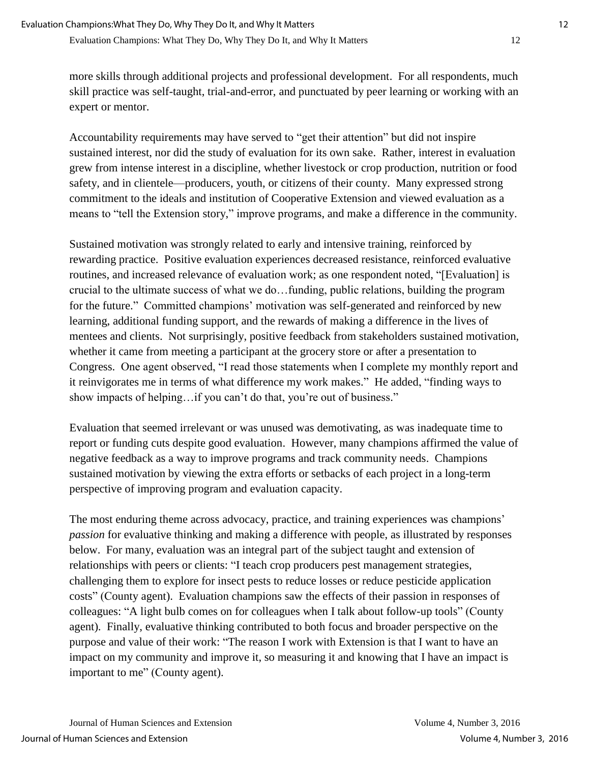more skills through additional projects and professional development. For all respondents, much skill practice was self-taught, trial-and-error, and punctuated by peer learning or working with an expert or mentor.

Accountability requirements may have served to “get their attention” but did not inspire sustained interest, nor did the study of evaluation for its own sake. Rather, interest in evaluation grew from intense interest in a discipline, whether livestock or crop production, nutrition or food safety, and in clientele—producers, youth, or citizens of their county. Many expressed strong commitment to the ideals and institution of Cooperative Extension and viewed evaluation as a means to “tell the Extension story,” improve programs, and make a difference in the community.

Sustained motivation was strongly related to early and intensive training, reinforced by rewarding practice. Positive evaluation experiences decreased resistance, reinforced evaluative routines, and increased relevance of evaluation work; as one respondent noted, “[Evaluation] is crucial to the ultimate success of what we do…funding, public relations, building the program for the future.” Committed champions’ motivation was self-generated and reinforced by new learning, additional funding support, and the rewards of making a difference in the lives of mentees and clients. Not surprisingly, positive feedback from stakeholders sustained motivation, whether it came from meeting a participant at the grocery store or after a presentation to Congress. One agent observed, “I read those statements when I complete my monthly report and it reinvigorates me in terms of what difference my work makes.” He added, “finding ways to show impacts of helping…if you can’t do that, you’re out of business.”

Evaluation that seemed irrelevant or was unused was demotivating, as was inadequate time to report or funding cuts despite good evaluation. However, many champions affirmed the value of negative feedback as a way to improve programs and track community needs. Champions sustained motivation by viewing the extra efforts or setbacks of each project in a long-term perspective of improving program and evaluation capacity.

The most enduring theme across advocacy, practice, and training experiences was champions’ *passion* for evaluative thinking and making a difference with people, as illustrated by responses below. For many, evaluation was an integral part of the subject taught and extension of relationships with peers or clients: “I teach crop producers pest management strategies, challenging them to explore for insect pests to reduce losses or reduce pesticide application costs” (County agent). Evaluation champions saw the effects of their passion in responses of colleagues: “A light bulb comes on for colleagues when I talk about follow-up tools” (County agent). Finally, evaluative thinking contributed to both focus and broader perspective on the purpose and value of their work: “The reason I work with Extension is that I want to have an impact on my community and improve it, so measuring it and knowing that I have an impact is important to me” (County agent).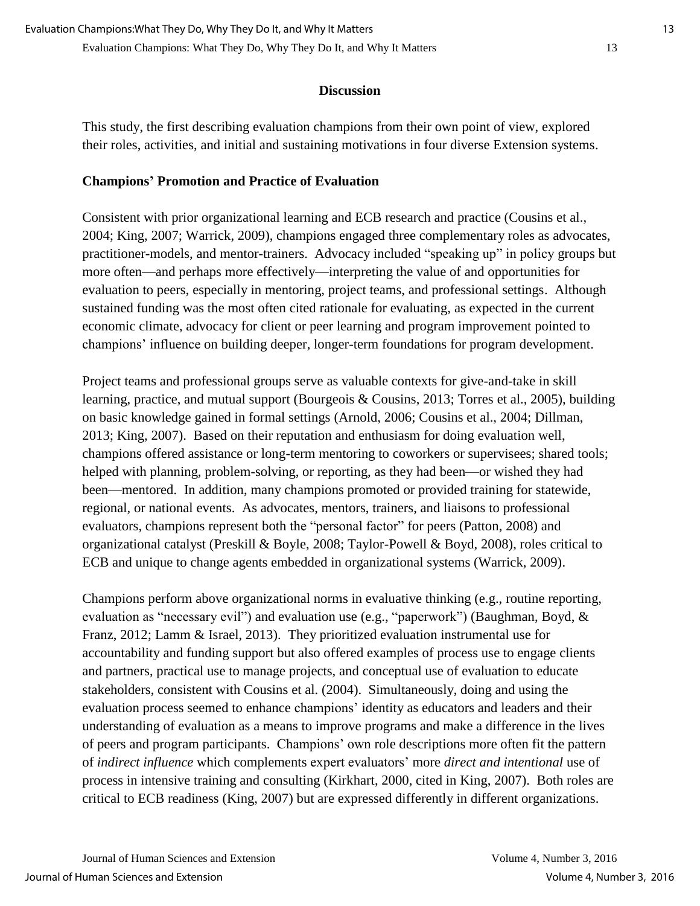## Discussion

This study, the first describing evaluation champions from their own point of view, explored their roles, activities, and initial and sustaining motivations in four diverse Extension systems.

### Champions' Promotion and Practice of Evaluation

Consistent with prior organizational learning and ECB research and practice (Cousins et al., 2004; King, 2007; Warrick, 2009), champions engaged three complementary roles as advocates, practitioner-models, and mentor-trainers. Advocacy included "speaking up" in policy groups but more often—and perhaps more effectively—interpreting the value of and opportunities for evaluation to peers, especially in mentoring, project teams, and professional settings. Although sustained funding was the most often cited rationale for evaluating, as expected in the current economic climate, advocacy for client or peer learning and program improvement pointed to champions' influence on building deeper, longer-term foundations for program development.

Project teams and professional groups serve as valuable contexts for give-and-take in skill learning, practice, and mutual support (Bourgeois & Cousins, 2013; Torres et al., 2005), building on basic knowledge gained in formal settings (Arnold, 2006; Cousins et al., 2004; Dillman, 2013; King, 2007). Based on their reputation and enthusiasm for doing evaluation well, champions offered assistance or long-term mentoring to coworkers or supervisees; shared tools; helped with planning, problem-solving, or reporting, as they had been—or wished they had been—mentored. In addition, many champions promoted or provided training for statewide, regional, or national events. As advocates, mentors, trainers, and liaisons to professional evaluators, champions represent both the "personal factor" for peers (Patton, 2008) and organizational catalyst (Preskill & Boyle, 2008; Taylor-Powell & Boyd, 2008), roles critical to ECB and unique to change agents embedded in organizational systems (Warrick, 2009).

Champions perform above organizational norms in evaluative thinking (e.g., routine reporting, evaluation as "necessary evil") and evaluation use (e.g., "paperwork") (Baughman, Boyd, & Franz, 2012; Lamm & Israel, 2013). They prioritized evaluation instrumental use for accountability and funding support but also offered examples of process use to engage clients and partners, practical use to manage projects, and conceptual use of evaluation to educate stakeholders, consistent with Cousins et al. (2004). Simultaneously, doing and using the evaluation process seemed to enhance champions' identity as educators and leaders and their understanding of evaluation as a means to improve programs and make a difference in the lives of peers and program participants. Champions' own role descriptions more often fit the pattern of *indirect influence* which complements expert evaluators' more *direct and intentional* use of process in intensive training and consulting (Kirkhart, 2000, cited in King, 2007). Both roles are critical to ECB readiness (King, 2007) but are expressed differently in different organizations.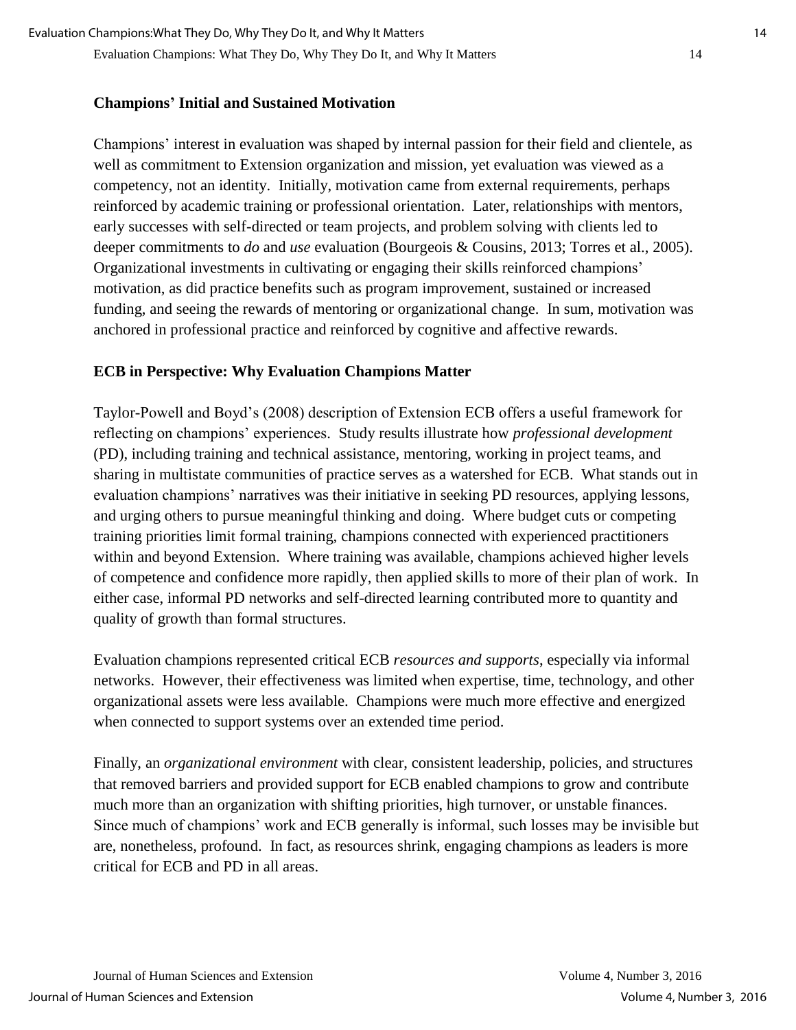## Champions' Initial and Sustained Motivation

Champions' interest in evaluation was shaped by internal passion for their field and clientele, as well as commitment to Extension organization and mission, yet evaluation was viewed as a competency, not an identity. Initially, motivation came from external requirements, perhaps reinforced by academic training or professional orientation. Later, relationships with mentors, early successes with self-directed or team projects, and problem solving with clients led to deeper commitments to *do* and *use* evaluation (Bourgeois & Cousins, 2013; Torres et al., 2005). Organizational investments in cultivating or engaging their skills reinforced champions' motivation, as did practice benefits such as program improvement, sustained or increased funding, and seeing the rewards of mentoring or organizational change. In sum, motivation was anchored in professional practice and reinforced by cognitive and affective rewards.

## ECB in Perspective: Why Evaluation Champions Matter

Taylor-Powell and Boyd's (2008) description of Extension ECB offers a useful framework for reflecting on champions' experiences. Study results illustrate how *professional development* (PD), including training and technical assistance, mentoring, working in project teams, and sharing in multistate communities of practice serves as a watershed for ECB. What stands out in evaluation champions' narratives was their initiative in seeking PD resources, applying lessons, and urging others to pursue meaningful thinking and doing. Where budget cuts or competing training priorities limit formal training, champions connected with experienced practitioners within and beyond Extension. Where training was available, champions achieved higher levels of competence and confidence more rapidly, then applied skills to more of their plan of work. In either case, informal PD networks and self-directed learning contributed more to quantity and quality of growth than formal structures.

Evaluation champions represented critical ECB *resources and supports*, especially via informal networks. However, their effectiveness was limited when expertise, time, technology, and other organizational assets were less available. Champions were much more effective and energized when connected to support systems over an extended time period.

Finally, an *organizational environment* with clear, consistent leadership, policies, and structures that removed barriers and provided support for ECB enabled champions to grow and contribute much more than an organization with shifting priorities, high turnover, or unstable finances. Since much of champions' work and ECB generally is informal, such losses may be invisible but are, nonetheless, profound. In fact, as resources shrink, engaging champions as leaders is more critical for ECB and PD in all areas.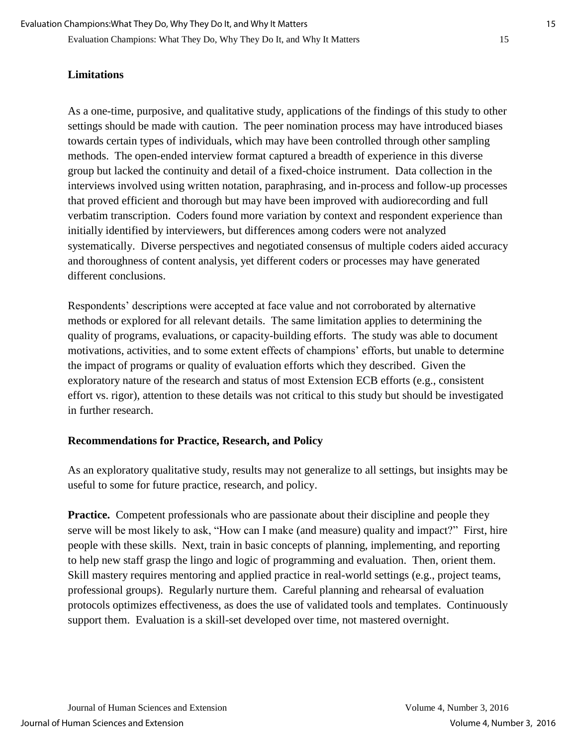## Limitations

As a one-time, purposive, and qualitative study, applications of the findings of this study to other settings should be made with caution. The peer nomination process may have introduced biases towards certain types of individuals, which may have been controlled through other sampling methods. The open-ended interview format captured a breadth of experience in this diverse group but lacked the continuity and detail of a fixed-choice instrument. Data collection in the interviews involved using written notation, paraphrasing, and in-process and follow-up processes that proved efficient and thorough but may have been improved with audiorecording and full verbatim transcription. Coders found more variation by context and respondent experience than initially identified by interviewers, but differences among coders were not analyzed systematically. Diverse perspectives and negotiated consensus of multiple coders aided accuracy and thoroughness of content analysis, yet different coders or processes may have generated different conclusions.

Respondents' descriptions were accepted at face value and not corroborated by alternative methods or explored for all relevant details. The same limitation applies to determining the quality of programs, evaluations, or capacity-building efforts. The study was able to document motivations, activities, and to some extent effects of champions' efforts, but unable to determine the impact of programs or quality of evaluation efforts which they described. Given the exploratory nature of the research and status of most Extension ECB efforts (e.g., consistent effort vs. rigor), attention to these details was not critical to this study but should be investigated in further research.

## Recommendations for Practice, Research, and Policy

As an exploratory qualitative study, results may not generalize to all settings, but insights may be useful to some for future practice, research, and policy.

**Practice.** Competent professionals who are passionate about their discipline and people they serve will be most likely to ask, "How can I make (and measure) quality and impact?" First, hire people with these skills. Next, train in basic concepts of planning, implementing, and reporting to help new staff grasp the lingo and logic of programming and evaluation. Then, orient them. Skill mastery requires mentoring and applied practice in real-world settings (e.g., project teams, professional groups). Regularly nurture them. Careful planning and rehearsal of evaluation protocols optimizes effectiveness, as does the use of validated tools and templates. Continuously support them. Evaluation is a skill-set developed over time, not mastered overnight.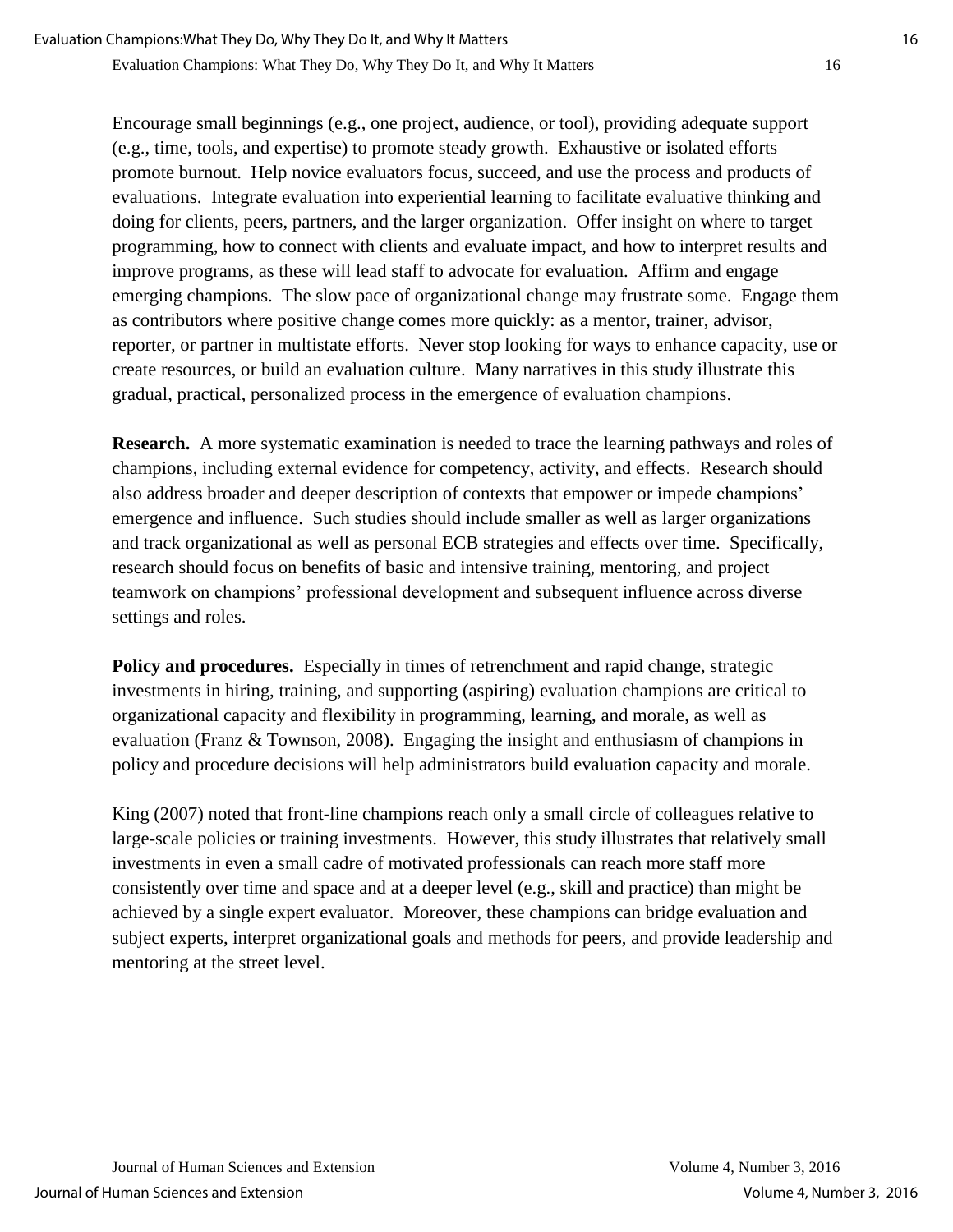Encourage small beginnings (e.g., one project, audience, or tool), providing adequate support (e.g., time, tools, and expertise) to promote steady growth. Exhaustive or isolated efforts promote burnout. Help novice evaluators focus, succeed, and use the process and products of evaluations. Integrate evaluation into experiential learning to facilitate evaluative thinking and doing for clients, peers, partners, and the larger organization. Offer insight on where to target programming, how to connect with clients and evaluate impact, and how to interpret results and improve programs, as these will lead staff to advocate for evaluation. Affirm and engage emerging champions. The slow pace of organizational change may frustrate some. Engage them as contributors where positive change comes more quickly: as a mentor, trainer, advisor, reporter, or partner in multistate efforts. Never stop looking for ways to enhance capacity, use or create resources, or build an evaluation culture. Many narratives in this study illustrate this gradual, practical, personalized process in the emergence of evaluation champions.

**Research.** A more systematic examination is needed to trace the learning pathways and roles of champions, including external evidence for competency, activity, and effects. Research should also address broader and deeper description of contexts that empower or impede champions' emergence and influence. Such studies should include smaller as well as larger organizations and track organizational as well as personal ECB strategies and effects over time. Specifically, research should focus on benefits of basic and intensive training, mentoring, and project teamwork on champions' professional development and subsequent influence across diverse settings and roles.

**Policy and procedures.** Especially in times of retrenchment and rapid change, strategic investments in hiring, training, and supporting (aspiring) evaluation champions are critical to organizational capacity and flexibility in programming, learning, and morale, as well as evaluation (Franz & Townson, 2008). Engaging the insight and enthusiasm of champions in policy and procedure decisions will help administrators build evaluation capacity and morale.

King (2007) noted that front-line champions reach only a small circle of colleagues relative to large-scale policies or training investments. However, this study illustrates that relatively small investments in even a small cadre of motivated professionals can reach more staff more consistently over time and space and at a deeper level (e.g., skill and practice) than might be achieved by a single expert evaluator. Moreover, these champions can bridge evaluation and subject experts, interpret organizational goals and methods for peers, and provide leadership and mentoring at the street level.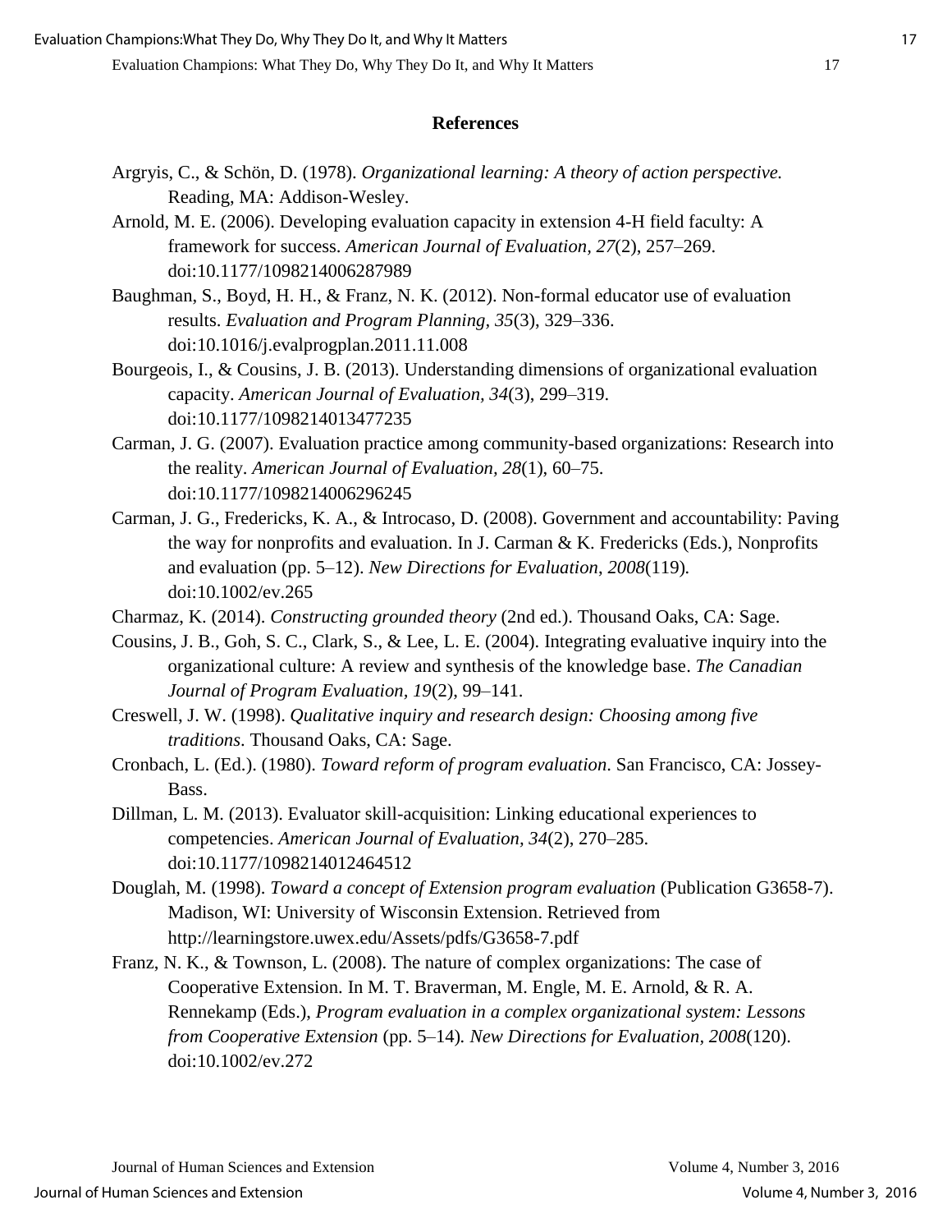## References

Argryis, C., & Schön, D. (1978). *Organizational learning: A theory of action perspective.* Reading, MA: Addison-Wesley.

Arnold, M. E. (2006). Developing evaluation capacity in extension 4-H field faculty: A framework for success. *American Journal of Evaluation*, *27*(2), 257–269. doi:10.1177/1098214006287989

Baughman, S., Boyd, H. H., & Franz, N. K. (2012). Non-formal educator use of evaluation results. *Evaluation and Program Planning*, *35*(3), 329–336. doi:10.1016/j.evalprogplan.2011.11.008

Bourgeois, I., & Cousins, J. B. (2013). Understanding dimensions of organizational evaluation capacity. *American Journal of Evaluation, 34*(3), 299–319. doi:10.1177/1098214013477235

Carman, J. G. (2007). Evaluation practice among community-based organizations: Research into the reality. *American Journal of Evaluation*, *28*(1), 60–75. doi:10.1177/1098214006296245

Carman, J. G., Fredericks, K. A., & Introcaso, D. (2008). Government and accountability: Paving the way for nonprofits and evaluation. In J. Carman & K. Fredericks (Eds.), Nonprofits and evaluation (pp. 5–12). *New Directions for Evaluation*, *2008*(119). doi:10.1002/ev.265

Charmaz, K. (2014). *Constructing grounded theory* (2nd ed.). Thousand Oaks, CA: Sage.

Cousins, J. B., Goh, S. C., Clark, S., & Lee, L. E. (2004). Integrating evaluative inquiry into the organizational culture: A review and synthesis of the knowledge base. *The Canadian Journal of Program Evaluation, 19*(2), 99–141.

Creswell, J. W. (1998). *Qualitative inquiry and research design: Choosing among five traditions*. Thousand Oaks, CA: Sage.

Cronbach, L. (Ed.). (1980). *Toward reform of program evaluation.* San Francisco, CA: Jossey-Bass.

Dillman, L. M. (2013). Evaluator skill-acquisition: Linking educational experiences to competencies. *American Journal of Evaluation, 34*(2), 270–285. doi:10.1177/1098214012464512

Douglah, M. (1998). *Toward a concept of Extension program evaluation* (Publication G3658-7). Madison, WI: University of Wisconsin Extension. Retrieved from http://learningstore.uwex.edu/Assets/pdfs/G3658-7.pdf

Franz, N. K., & Townson, L. (2008). The nature of complex organizations: The case of Cooperative Extension. In M. T. Braverman, M. Engle, M. E. Arnold, & R. A. Rennekamp (Eds.), *Program evaluation in a complex organizational system: Lessons from Cooperative Extension* (pp. 5–14)*. New Directions for Evaluation, 2008*(120). doi:10.1002/ev.272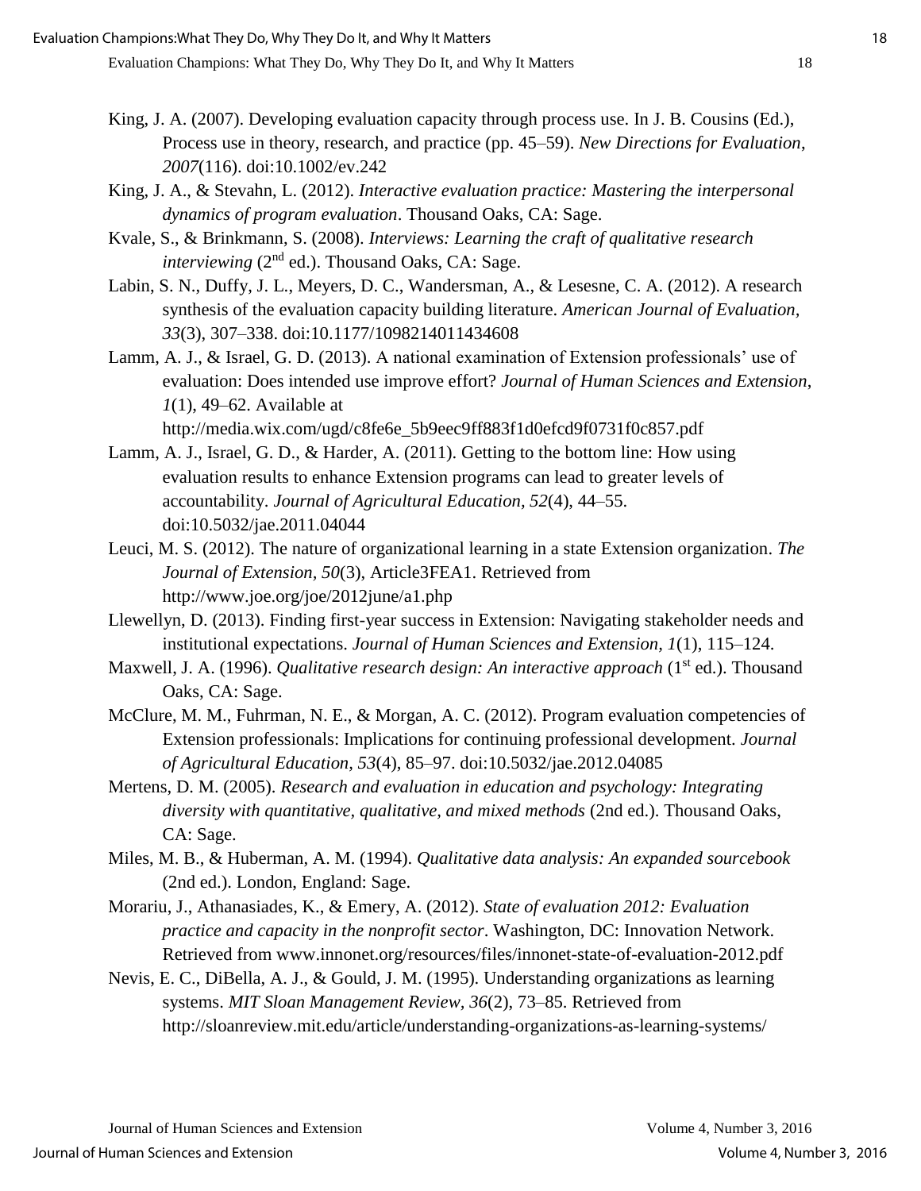King, J. A. (2007). Developing evaluation capacity through process use. In J. B. Cousins (Ed.), Process use in theory, research, and practice (pp. 45–59). *New Directions for Evaluation*, *2007*(116). doi:10.1002/ev.242

King, J. A., & Stevahn, L. (2012). *Interactive evaluation practice: Mastering the interpersonal dynamics of program evaluation*. Thousand Oaks, CA: Sage.

Kvale, S., & Brinkmann, S. (2008). *Interviews: Learning the craft of qualitative research interviewing* (2nd ed.). Thousand Oaks, CA: Sage.

Labin, S. N., Duffy, J. L., Meyers, D. C., Wandersman, A., & Lesesne, C. A. (2012). A research synthesis of the evaluation capacity building literature. *American Journal of Evaluation, 33*(3), 307–338. doi:10.1177/1098214011434608

Lamm, A. J., & Israel, G. D. (2013). A national examination of Extension professionals' use of evaluation: Does intended use improve effort? *Journal of Human Sciences and Extension*, *1*(1), 49–62. Available at http://media.wix.com/ugd/c8fe6e_5b9eec9ff883f1d0efcd9f0731f0c857.pdf

Lamm, A. J., Israel, G. D., & Harder, A. (2011). Getting to the bottom line: How using evaluation results to enhance Extension programs can lead to greater levels of accountability. *Journal of Agricultural Education*, *52*(4), 44–55. doi:10.5032/jae.2011.04044

Leuci, M. S. (2012). The nature of organizational learning in a state Extension organization. *The Journal of Extension*, *50*(3), Article3FEA1. Retrieved from http://www.joe.org/joe/2012june/a1.php

Llewellyn, D. (2013). Finding first-year success in Extension: Navigating stakeholder needs and institutional expectations. *Journal of Human Sciences and Extension, 1*(1), 115–124.

Maxwell, J. A. (1996). *Qualitative research design: An interactive approach* (1st ed.). Thousand Oaks, CA: Sage.

McClure, M. M., Fuhrman, N. E., & Morgan, A. C. (2012). Program evaluation competencies of Extension professionals: Implications for continuing professional development. *Journal of Agricultural Education*, *53*(4), 85–97. doi:10.5032/jae.2012.04085

Mertens, D. M. (2005). *Research and evaluation in education and psychology: Integrating diversity with quantitative, qualitative, and mixed methods* (2nd ed.). Thousand Oaks, CA: Sage.

Miles, M. B., & Huberman, A. M. (1994). *Qualitative data analysis: An expanded sourcebook* (2nd ed.). London, England: Sage.

Morariu, J., Athanasiades, K., & Emery, A. (2012). *State of evaluation 2012: Evaluation practice and capacity in the nonprofit sector*. Washington, DC: Innovation Network. Retrieved from www.innonet.org/resources/files/innonet-state-of-evaluation-2012.pdf

Nevis, E. C., DiBella, A. J., & Gould, J. M. (1995). Understanding organizations as learning systems. *MIT Sloan Management Review, 36*(2), 73–85. Retrieved from http://sloanreview.mit.edu/article/understanding-organizations-as-learning-systems/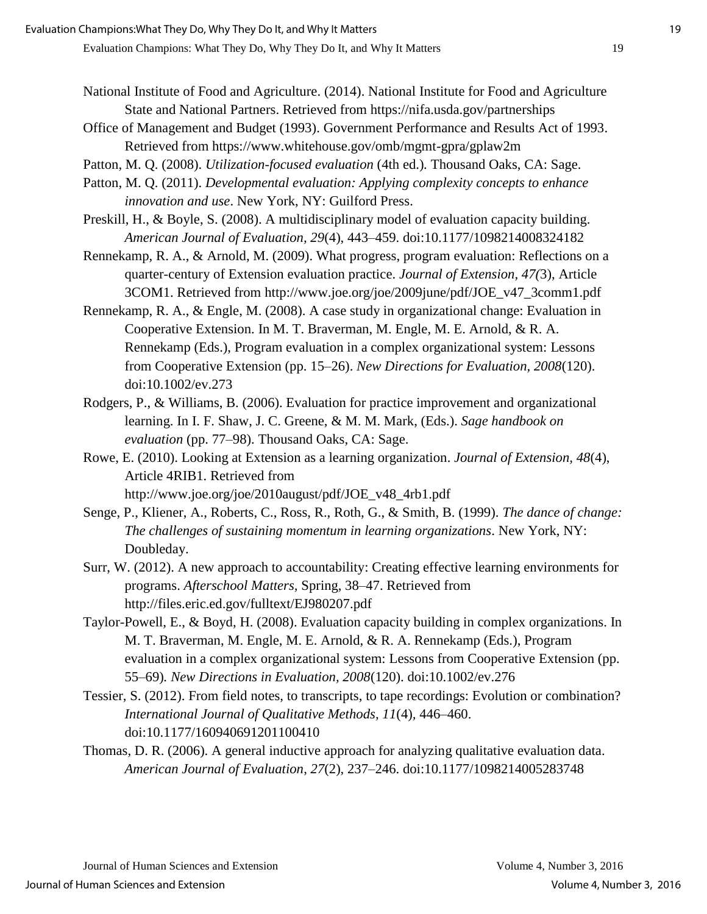National Institute of Food and Agriculture. (2014). National Institute for Food and Agriculture State and National Partners. Retrieved from https://nifa.usda.gov/partnerships

Office of Management and Budget (1993). Government Performance and Results Act of 1993. Retrieved from https://www.whitehouse.gov/omb/mgmt-gpra/gplaw2m

Patton, M. Q. (2008). *Utilization-focused evaluation* (4th ed.). Thousand Oaks, CA: Sage.

Patton, M. Q. (2011). *Developmental evaluation: Applying complexity concepts to enhance innovation and use*. New York, NY: Guilford Press.

Preskill, H., & Boyle, S. (2008). A multidisciplinary model of evaluation capacity building. *American Journal of Evaluation, 29*(4), 443–459. doi:10.1177/1098214008324182

Rennekamp, R. A., & Arnold, M. (2009). What progress, program evaluation: Reflections on a quarter-century of Extension evaluation practice. *Journal of Extension, 47(*3), Article 3COM1. Retrieved from http://www.joe.org/joe/2009june/pdf/JOE_v47_3comm1.pdf

Rennekamp, R. A., & Engle, M. (2008). A case study in organizational change: Evaluation in Cooperative Extension. In M. T. Braverman, M. Engle, M. E. Arnold, & R. A. Rennekamp (Eds.), Program evaluation in a complex organizational system: Lessons from Cooperative Extension (pp. 15–26). *New Directions for Evaluation, 2008*(120). doi:10.1002/ev.273

Rodgers, P., & Williams, B. (2006). Evaluation for practice improvement and organizational learning. In I. F. Shaw, J. C. Greene, & M. M. Mark, (Eds.). *Sage handbook on evaluation* (pp. 77–98). Thousand Oaks, CA: Sage.

Rowe, E. (2010). Looking at Extension as a learning organization. *Journal of Extension, 48*(4), Article 4RIB1. Retrieved from http://www.joe.org/joe/2010august/pdf/JOE_v48_4rb1.pdf

Senge, P., Kliener, A., Roberts, C., Ross, R., Roth, G., & Smith, B. (1999). *The dance of change: The challenges of sustaining momentum in learning organizations*. New York, NY: Doubleday.

Surr, W. (2012). A new approach to accountability: Creating effective learning environments for programs. *Afterschool Matters,* Spring, 38–47. Retrieved from http://files.eric.ed.gov/fulltext/EJ980207.pdf

Taylor-Powell, E., & Boyd, H. (2008). Evaluation capacity building in complex organizations. In M. T. Braverman, M. Engle, M. E. Arnold, & R. A. Rennekamp (Eds.), Program evaluation in a complex organizational system: Lessons from Cooperative Extension (pp. 55–69)*. New Directions in Evaluation, 2008*(120). doi:10.1002/ev.276

Tessier, S. (2012). From field notes, to transcripts, to tape recordings: Evolution or combination? *International Journal of Qualitative Methods, 11*(4)*,* 446–460. doi:10.1177/160940691201100410

Thomas, D. R. (2006). A general inductive approach for analyzing qualitative evaluation data. *American Journal of Evaluation*, *27*(2), 237–246. doi:10.1177/1098214005283748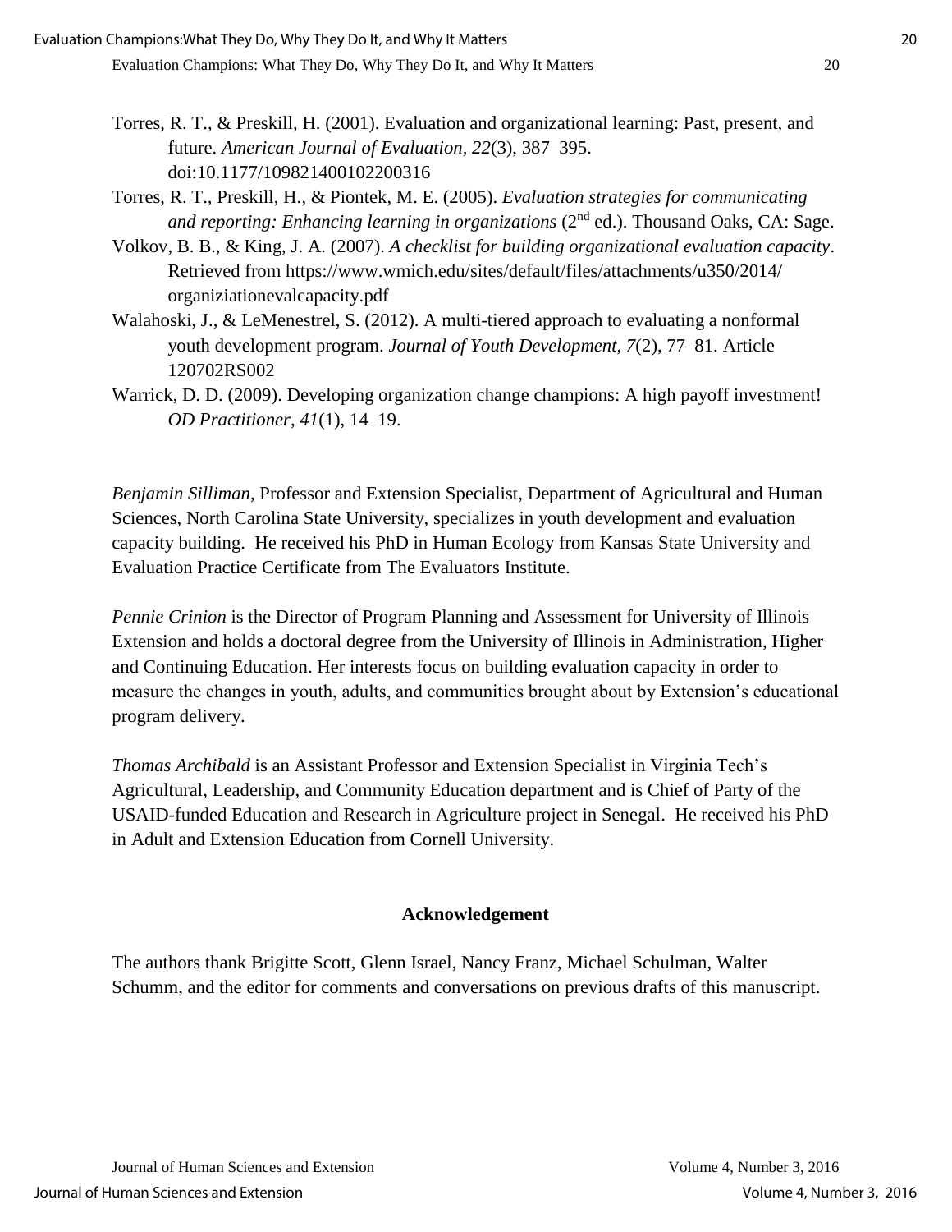Torres, R. T., & Preskill, H. (2001). Evaluation and organizational learning: Past, present, and future. *American Journal of Evaluation*, *22*(3), 387–395. doi:10.1177/109821400102200316

Torres, R. T., Preskill, H., & Piontek, M. E. (2005). *Evaluation strategies for communicating and reporting: Enhancing learning in organizations* (2nd ed.). Thousand Oaks, CA: Sage.

Volkov, B. B., & King, J. A. (2007). *A checklist for building organizational evaluation capacity*. Retrieved from https://www.wmich.edu/sites/default/files/attachments/u350/2014/organiziationevalcapacity.pdf

Walahoski, J., & LeMenestrel, S. (2012). A multi-tiered approach to evaluating a nonformal youth development program. *Journal of Youth Development, 7*(2), 77–81. Article 120702RS002

Warrick, D. D. (2009). Developing organization change champions: A high payoff investment! *OD Practitioner*, *41*(1), 14–19.

*Benjamin Silliman*, Professor and Extension Specialist, Department of Agricultural and Human Sciences, North Carolina State University, specializes in youth development and evaluation capacity building. He received his PhD in Human Ecology from Kansas State University and Evaluation Practice Certificate from The Evaluators Institute.

*Pennie Crinion* is the Director of Program Planning and Assessment for University of Illinois Extension and holds a doctoral degree from the University of Illinois in Administration, Higher and Continuing Education. Her interests focus on building evaluation capacity in order to measure the changes in youth, adults, and communities brought about by Extension's educational program delivery.

*Thomas Archibald* is an Assistant Professor and Extension Specialist in Virginia Tech's Agricultural, Leadership, and Community Education department and is Chief of Party of the USAID-funded Education and Research in Agriculture project in Senegal. He received his PhD in Adult and Extension Education from Cornell University.

## Acknowledgement

The authors thank Brigitte Scott, Glenn Israel, Nancy Franz, Michael Schulman, Walter Schumm, and the editor for comments and conversations on previous drafts of this manuscript.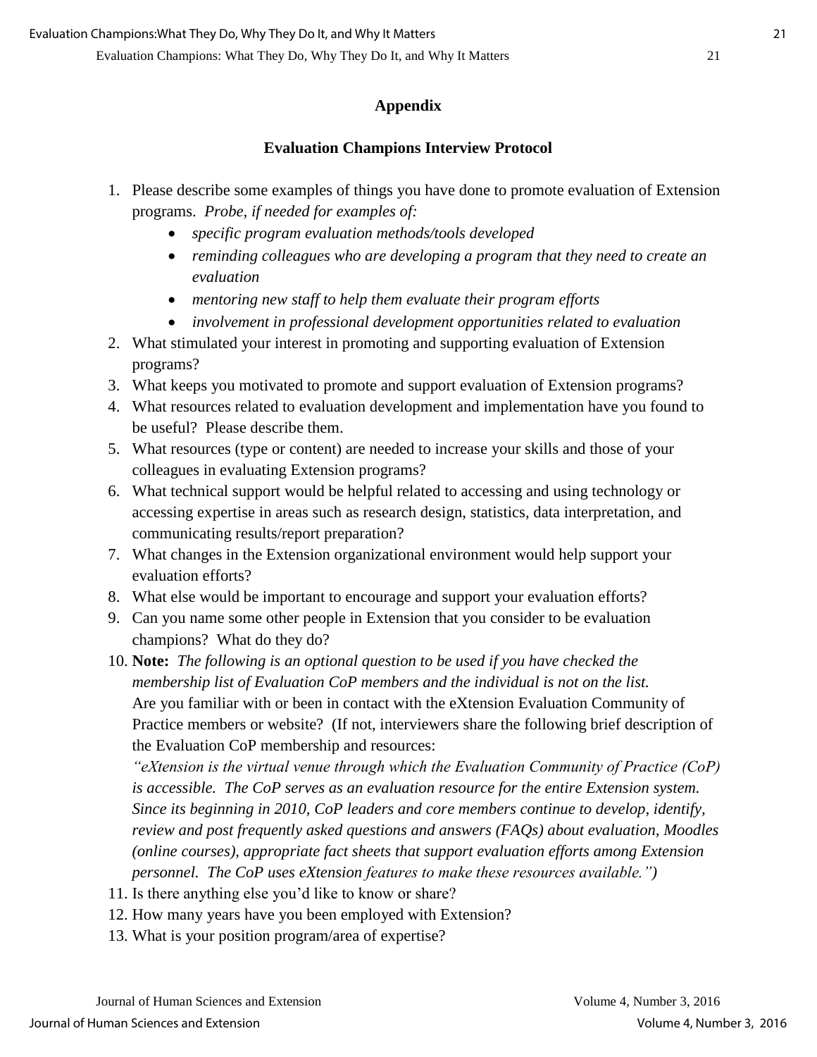## Appendix

### Evaluation Champions Interview Protocol

1. Please describe some examples of things you have done to promote evaluation of Extension programs. *Probe, if needed for examples of:*
   - *specific program evaluation methods/tools developed*
   - *reminding colleagues who are developing a program that they need to create an evaluation*
   - *mentoring new staff to help them evaluate their program efforts*
   - *involvement in professional development opportunities related to evaluation*
2. What stimulated your interest in promoting and supporting evaluation of Extension programs?
3. What keeps you motivated to promote and support evaluation of Extension programs?
4. What resources related to evaluation development and implementation have you found to be useful? Please describe them.
5. What resources (type or content) are needed to increase your skills and those of your colleagues in evaluating Extension programs?
6. What technical support would be helpful related to accessing and using technology or accessing expertise in areas such as research design, statistics, data interpretation, and communicating results/report preparation?
7. What changes in the Extension organizational environment would help support your evaluation efforts?
8. What else would be important to encourage and support your evaluation efforts?
9. Can you name some other people in Extension that you consider to be evaluation champions? What do they do?
10. **Note:** *The following is an optional question to be used if you have checked the membership list of Evaluation CoP members and the individual is not on the list.* Are you familiar with or been in contact with the eXtension Evaluation Community of Practice members or website? (If not, interviewers share the following brief description of the Evaluation CoP membership and resources: *"eXtension is the virtual venue through which the Evaluation Community of Practice (CoP) is accessible. The CoP serves as an evaluation resource for the entire Extension system. Since its beginning in 2010, CoP leaders and core members continue to develop, identify, review and post frequently asked questions and answers (FAQs) about evaluation, Moodles (online courses), appropriate fact sheets that support evaluation efforts among Extension personnel. The CoP uses eXtension features to make these resources available.")*
11. Is there anything else you'd like to know or share?
12. How many years have you been employed with Extension?
13. What is your position program/area of expertise?